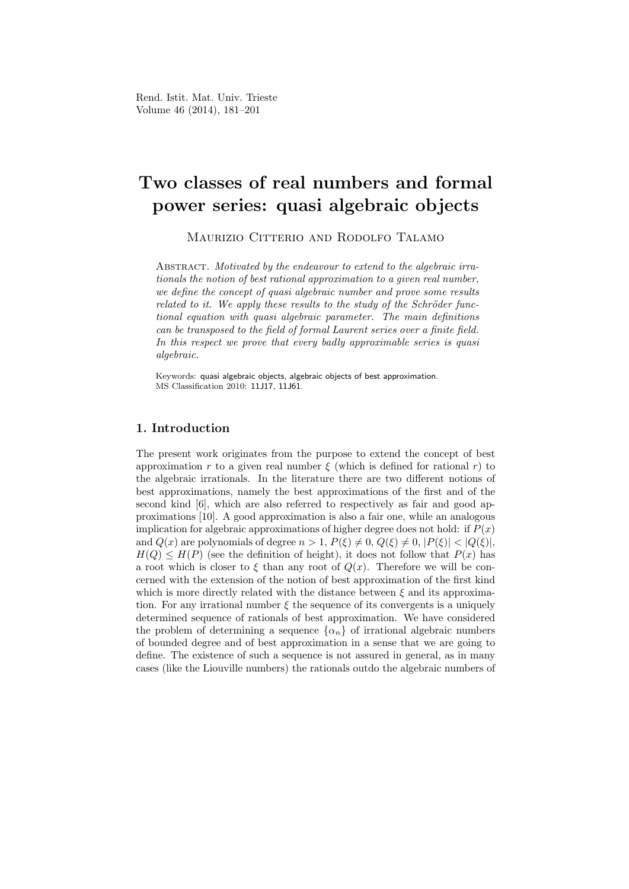# Two classes of real numbers and formal power series: quasi algebraic objects

Maurizio Citterio and Rodolfo Talamo

Abstract. *Motivated by the endeavour to extend to the algebraic irrationals the notion of best rational approximation to a given real number, we define the concept of quasi algebraic number and prove some results related to it. We apply these results to the study of the Schröder functional equation with quasi algebraic parameter. The main definitions can be transposed to the field of formal Laurent series over a finite field. In this respect we prove that every badly approximable series is quasi algebraic.*

Keywords: quasi algebraic objects, algebraic objects of best approximation.
MS Classification 2010: 11J17, 11J61.

## 1. Introduction

The present work originates from the purpose to extend the concept of best approximation $r$ to a given real number $\xi$ (which is defined for rational $r$) to the algebraic irrationals. In the literature there are two different notions of best approximations, namely the best approximations of the first and of the second kind [6], which are also referred to respectively as fair and good approximations [10]. A good approximation is also a fair one, while an analogous implication for algebraic approximations of higher degree does not hold: if $P(x)$ and $Q(x)$ are polynomials of degree $n > 1$, $P(\xi) \neq 0$, $Q(\xi) \neq 0$, $|P(\xi)| < |Q(\xi)|$, $H(Q) \leq H(P)$ (see the definition of height), it does not follow that $P(x)$ has a root which is closer to $\xi$ than any root of $Q(x)$. Therefore we will be concerned with the extension of the notion of best approximation of the first kind which is more directly related with the distance between $\xi$ and its approximation. For any irrational number $\xi$ the sequence of its convergents is a uniquely determined sequence of rationals of best approximation. We have considered the problem of determining a sequence $\{\alpha_n\}$ of irrational algebraic numbers of bounded degree and of best approximation in a sense that we are going to define. The existence of such a sequence is not assured in general, as in many cases (like the Liouville numbers) the rationals outdo the algebraic numbers of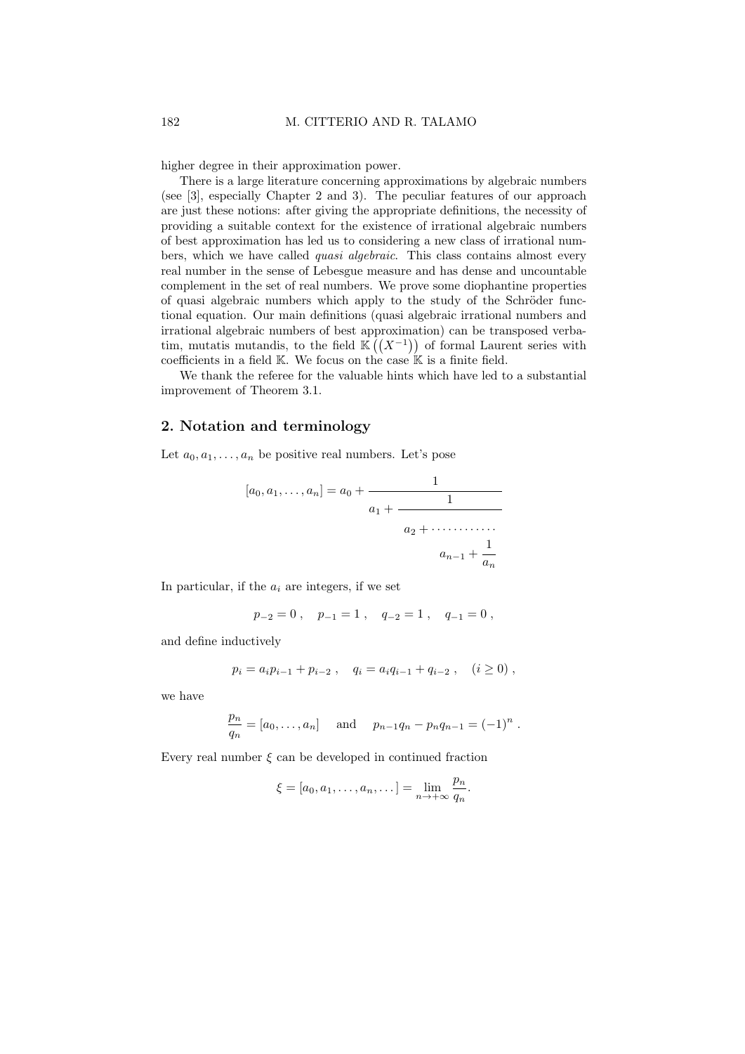higher degree in their approximation power.

There is a large literature concerning approximations by algebraic numbers (see [3], especially Chapter 2 and 3). The peculiar features of our approach are just these notions: after giving the appropriate definitions, the necessity of providing a suitable context for the existence of irrational algebraic numbers of best approximation has led us to considering a new class of irrational numbers, which we have called *quasi algebraic*. This class contains almost every real number in the sense of Lebesgue measure and has dense and uncountable complement in the set of real numbers. We prove some diophantine properties of quasi algebraic numbers which apply to the study of the Schröder functional equation. Our main definitions (quasi algebraic irrational numbers and irrational algebraic numbers of best approximation) can be transposed verbatim, mutatis mutandis, to the field $\mathbb{K}\left(\left(X^{-1}\right)\right)$ of formal Laurent series with coefficients in a field $\mathbb{K}$. We focus on the case $\mathbb{K}$ is a finite field.

We thank the referee for the valuable hints which have led to a substantial improvement of Theorem 3.1.

## 2. Notation and terminology

Let $a_0, a_1, \dots, a_n$ be positive real numbers. Let's pose

$$[a_0, a_1, \dots, a_n] = a_0 + \cfrac{1}{a_1 + \cfrac{1}{a_2 + \cdots\cdots\cdots\cdots \cfrac{}{a_{n-1} + \cfrac{1}{a_n}}}}$$

In particular, if the $a_i$ are integers, if we set

$$p_{-2} = 0 \,, \quad p_{-1} = 1 \,, \quad q_{-2} = 1 \,, \quad q_{-1} = 0 \,,$$

and define inductively

$$p_i = a_i p_{i-1} + p_{i-2} \,, \quad q_i = a_i q_{i-1} + q_{i-2} \,, \quad (i \geq 0) \,,$$

we have

$$\frac{p_n}{q_n} = [a_0, \dots, a_n] \quad \text{and} \quad p_{n-1} q_n - p_n q_{n-1} = (-1)^n \,.$$

Every real number $\xi$ can be developed in continued fraction

$$\xi = [a_0, a_1, \dots, a_n, \dots] = \lim_{n \to +\infty} \frac{p_n}{q_n}.$$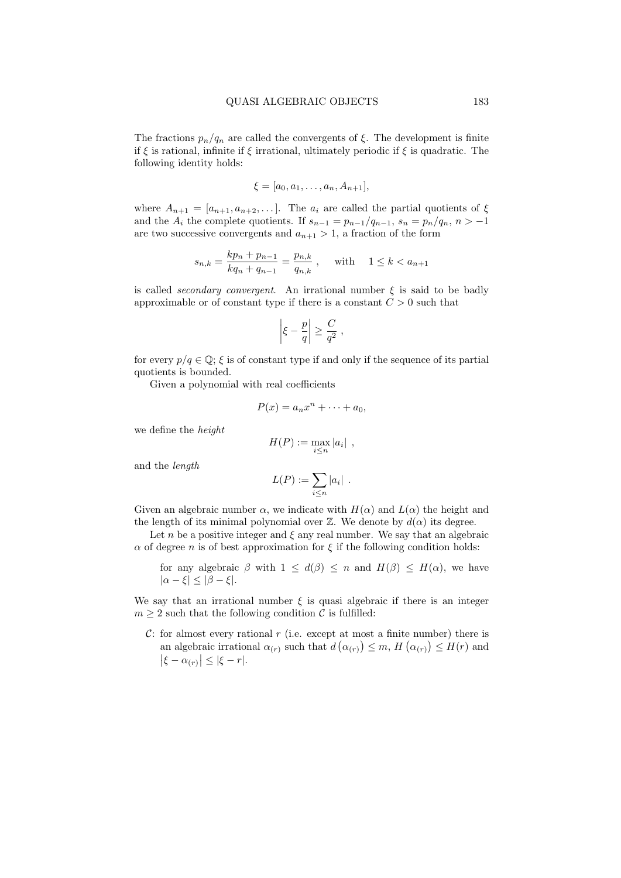The fractions $p_n/q_n$ are called the convergents of $\xi$. The development is finite if $\xi$ is rational, infinite if $\xi$ irrational, ultimately periodic if $\xi$ is quadratic. The following identity holds:

$$\xi = [a_0, a_1, \dots, a_n, A_{n+1}],$$

where $A_{n+1} = [a_{n+1}, a_{n+2}, \dots]$. The $a_i$ are called the partial quotients of $\xi$ and the $A_i$ the complete quotients. If $s_{n-1} = p_{n-1}/q_{n-1}$, $s_n = p_n/q_n$, $n > -1$ are two successive convergents and $a_{n+1} > 1$, a fraction of the form

$$s_{n,k} = \frac{kp_n + p_{n-1}}{kq_n + q_{n-1}} = \frac{p_{n,k}}{q_{n,k}}\ , \quad \text{with} \quad 1 \leq k < a_{n+1}$$

is called *secondary convergent*. An irrational number $\xi$ is said to be badly approximable or of constant type if there is a constant $C > 0$ such that

$$\left| \xi - \frac{p}{q} \right| \geq \frac{C}{q^2}\ ,$$

for every $p/q \in \mathbb{Q}$; $\xi$ is of constant type if and only if the sequence of its partial quotients is bounded.

Given a polynomial with real coefficients

$$P(x) = a_n x^n + \cdots + a_0,$$

we define the *height*

$$H(P) := \max_{i \leq n} |a_i|\ ,$$

and the *length*

$$L(P) := \sum_{i \leq n} |a_i|\ .$$

Given an algebraic number $\alpha$, we indicate with $H(\alpha)$ and $L(\alpha)$ the height and the length of its minimal polynomial over $\mathbb{Z}$. We denote by $d(\alpha)$ its degree.

Let $n$ be a positive integer and $\xi$ any real number. We say that an algebraic $\alpha$ of degree $n$ is of best approximation for $\xi$ if the following condition holds:

> for any algebraic $\beta$ with $1 \leq d(\beta) \leq n$ and $H(\beta) \leq H(\alpha)$, we have $|\alpha - \xi| \leq |\beta - \xi|$.

We say that an irrational number $\xi$ is quasi algebraic if there is an integer $m \geq 2$ such that the following condition $\mathcal{C}$ is fulfilled:

> $\mathcal{C}$: for almost every rational $r$ (i.e. except at most a finite number) there is an algebraic irrational $\alpha_{(r)}$ such that $d\left(\alpha_{(r)}\right) \leq m$, $H\left(\alpha_{(r)}\right) \leq H(r)$ and $\left|\xi - \alpha_{(r)}\right| \leq |\xi - r|$.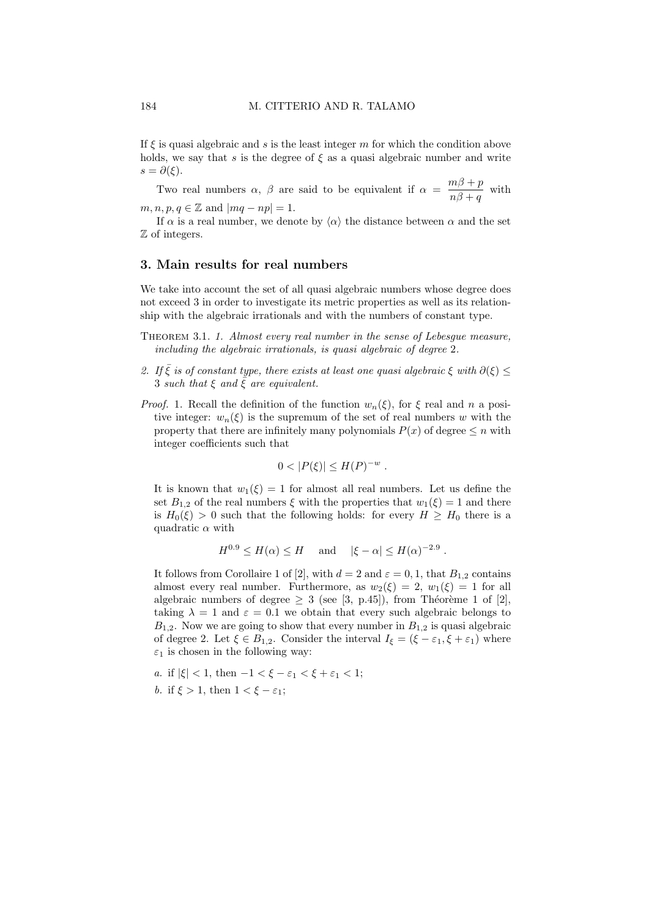If $\xi$ is quasi algebraic and $s$ is the least integer $m$ for which the condition above holds, we say that $s$ is the degree of $\xi$ as a quasi algebraic number and write $s = \partial(\xi)$.

Two real numbers $\alpha$, $\beta$ are said to be equivalent if $\alpha = \dfrac{m\beta + p}{n\beta + q}$ with $m, n, p, q \in \mathbb{Z}$ and $|mq - np| = 1$.

If $\alpha$ is a real number, we denote by $\langle \alpha \rangle$ the distance between $\alpha$ and the set $\mathbb{Z}$ of integers.

## 3. Main results for real numbers

We take into account the set of all quasi algebraic numbers whose degree does not exceed 3 in order to investigate its metric properties as well as its relationship with the algebraic irrationals and with the numbers of constant type.

Theorem 3.1. *1. Almost every real number in the sense of Lebesgue measure, including the algebraic irrationals, is quasi algebraic of degree* 2.

*2. If $\bar{\xi}$ is of constant type, there exists at least one quasi algebraic $\xi$ with $\partial(\xi) \leq 3$ such that $\xi$ and $\bar{\xi}$ are equivalent.*

*Proof.* 1. Recall the definition of the function $w_n(\xi)$, for $\xi$ real and $n$ a positive integer: $w_n(\xi)$ is the supremum of the set of real numbers $w$ with the property that there are infinitely many polynomials $P(x)$ of degree $\leq n$ with integer coefficients such that

$$0 < |P(\xi)| \leq H(P)^{-w} \,.$$

It is known that $w_1(\xi) = 1$ for almost all real numbers. Let us define the set $B_{1,2}$ of the real numbers $\xi$ with the properties that $w_1(\xi) = 1$ and there is $H_0(\xi) > 0$ such that the following holds: for every $H \geq H_0$ there is a quadratic $\alpha$ with

$$H^{0.9} \leq H(\alpha) \leq H \quad \text{ and } \quad |\xi - \alpha| \leq H(\alpha)^{-2.9} \,.$$

It follows from Corollaire 1 of [2], with $d = 2$ and $\varepsilon = 0,1$, that $B_{1,2}$ contains almost every real number. Furthermore, as $w_2(\xi) = 2$, $w_1(\xi) = 1$ for all algebraic numbers of degree $\geq 3$ (see [3, p.45]), from Théorème 1 of [2], taking $\lambda = 1$ and $\varepsilon = 0.1$ we obtain that every such algebraic belongs to $B_{1,2}$. Now we are going to show that every number in $B_{1,2}$ is quasi algebraic of degree 2. Let $\xi \in B_{1,2}$. Consider the interval $I_\xi = (\xi - \varepsilon_1, \xi + \varepsilon_1)$ where $\varepsilon_1$ is chosen in the following way:

*a.* if $|\xi| < 1$, then $-1 < \xi - \varepsilon_1 < \xi + \varepsilon_1 < 1$;

*b.* if $\xi > 1$, then $1 < \xi - \varepsilon_1$;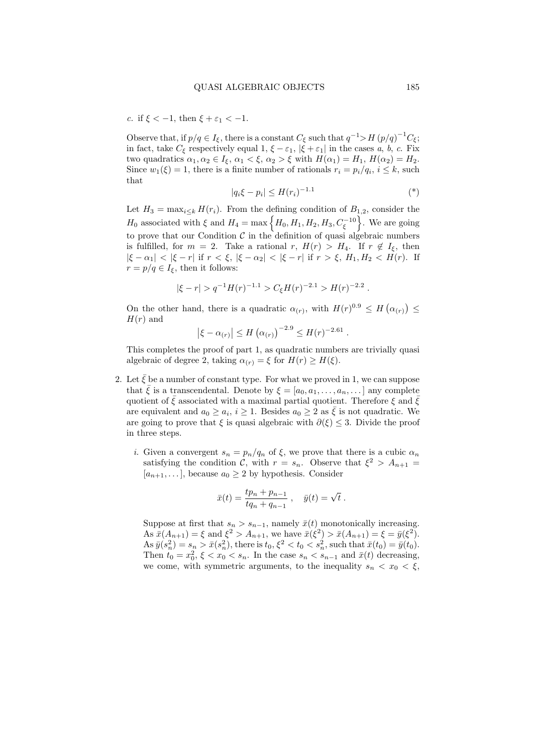*c.* if $\xi < -1$, then $\xi + \varepsilon_1 < -1$.

Observe that, if $p/q \in I_\xi$, there is a constant $C_\xi$ such that $q^{-1} > H(p/q)^{-1} C_\xi$; in fact, take $C_\xi$ respectively equal 1, $\xi - \varepsilon_1$, $|\xi + \varepsilon_1|$ in the cases *a*, *b*, *c*. Fix two quadratics $\alpha_1, \alpha_2 \in I_\xi$, $\alpha_1 < \xi$, $\alpha_2 > \xi$ with $H(\alpha_1) = H_1$, $H(\alpha_2) = H_2$. Since $w_1(\xi) = 1$, there is a finite number of rationals $r_i = p_i/q_i$, $i \leq k$, such that

$$|q_i \xi - p_i| \leq H(r_i)^{-1.1} \tag{*}$$

Let $H_3 = \max_{i \leq k} H(r_i)$. From the defining condition of $B_{1,2}$, consider the $H_0$ associated with $\xi$ and $H_4 = \max\left\{H_0, H_1, H_2, H_3, C_\xi^{-10}\right\}$. We are going to prove that our Condition $\mathcal{C}$ in the definition of quasi algebraic numbers is fulfilled, for $m = 2$. Take a rational $r$, $H(r) > H_4$. If $r \notin I_\xi$, then $|\xi - \alpha_1| < |\xi - r|$ if $r < \xi$, $|\xi - \alpha_2| < |\xi - r|$ if $r > \xi$, $H_1, H_2 < H(r)$. If $r = p/q \in I_\xi$, then it follows:

$$|\xi - r| > q^{-1} H(r)^{-1.1} > C_\xi H(r)^{-2.1} > H(r)^{-2.2} .$$

On the other hand, there is a quadratic $\alpha_{(r)}$, with $H(r)^{0.9} \leq H\left(\alpha_{(r)}\right) \leq H(r)$ and

$$\left|\xi - \alpha_{(r)}\right| \leq H\left(\alpha_{(r)}\right)^{-2.9} \leq H(r)^{-2.61} .$$

This completes the proof of part 1, as quadratic numbers are trivially quasi algebraic of degree 2, taking $\alpha_{(r)} = \xi$ for $H(r) \geq H(\xi)$.

2. Let $\bar{\xi}$ be a number of constant type. For what we proved in 1, we can suppose that $\bar{\xi}$ is a transcendental. Denote by $\xi = [a_0, a_1, \ldots, a_n, \ldots]$ any complete quotient of $\bar{\xi}$ associated with a maximal partial quotient. Therefore $\xi$ and $\bar{\xi}$ are equivalent and $a_0 \geq a_i$, $i \geq 1$. Besides $a_0 \geq 2$ as $\bar{\xi}$ is not quadratic. We are going to prove that $\xi$ is quasi algebraic with $\partial(\xi) \leq 3$. Divide the proof in three steps.

   *i.* Given a convergent $s_n = p_n/q_n$ of $\xi$, we prove that there is a cubic $\alpha_n$ satisfying the condition $\mathcal{C}$, with $r = s_n$. Observe that $\xi^2 > A_{n+1} = [a_{n+1}, \ldots]$, because $a_0 \geq 2$ by hypothesis. Consider

   $$\bar{x}(t) = \frac{tp_n + p_{n-1}}{tq_n + q_{n-1}} , \quad \bar{y}(t) = \sqrt{t} .$$

   Suppose at first that $s_n > s_{n-1}$, namely $\bar{x}(t)$ monotonically increasing. As $\bar{x}(A_{n+1}) = \xi$ and $\xi^2 > A_{n+1}$, we have $\bar{x}(\xi^2) > \bar{x}(A_{n+1}) = \xi = \bar{y}(\xi^2)$. As $\bar{y}(s_n^2) = s_n > \bar{x}(s_n^2)$, there is $t_0$, $\xi^2 < t_0 < s_n^2$, such that $\bar{x}(t_0) = \bar{y}(t_0)$. Then $t_0 = x_0^2$, $\xi < x_0 < s_n$. In the case $s_n < s_{n-1}$ and $\bar{x}(t)$ decreasing, we come, with symmetric arguments, to the inequality $s_n < x_0 < \xi$,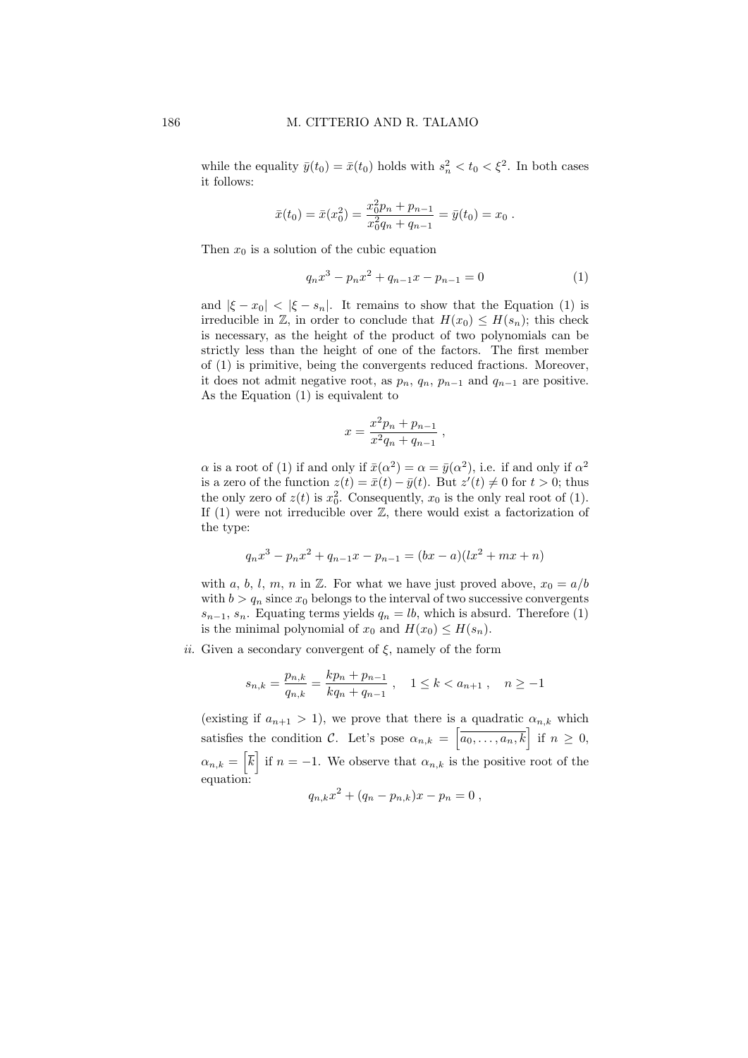while the equality $\bar{y}(t_0) = \bar{x}(t_0)$ holds with $s_n^2 < t_0 < \xi^2$. In both cases it follows:

$$\bar{x}(t_0) = \bar{x}(x_0^2) = \frac{x_0^2 p_n + p_{n-1}}{x_0^2 q_n + q_{n-1}} = \bar{y}(t_0) = x_0 \ .$$

Then $x_0$ is a solution of the cubic equation

$$q_n x^3 - p_n x^2 + q_{n-1} x - p_{n-1} = 0 \tag{1}$$

and $|\xi - x_0| < |\xi - s_n|$. It remains to show that the Equation (1) is irreducible in $\mathbb{Z}$, in order to conclude that $H(x_0) \leq H(s_n)$; this check is necessary, as the height of the product of two polynomials can be strictly less than the height of one of the factors. The first member of (1) is primitive, being the convergents reduced fractions. Moreover, it does not admit negative root, as $p_n$, $q_n$, $p_{n-1}$ and $q_{n-1}$ are positive. As the Equation (1) is equivalent to

$$x = \frac{x^2 p_n + p_{n-1}}{x^2 q_n + q_{n-1}} \ ,$$

$\alpha$ is a root of (1) if and only if $\bar{x}(\alpha^2) = \alpha = \bar{y}(\alpha^2)$, i.e. if and only if $\alpha^2$ is a zero of the function $z(t) = \bar{x}(t) - \bar{y}(t)$. But $z'(t) \neq 0$ for $t > 0$; thus the only zero of $z(t)$ is $x_0^2$. Consequently, $x_0$ is the only real root of (1). If (1) were not irreducible over $\mathbb{Z}$, there would exist a factorization of the type:

$$q_n x^3 - p_n x^2 + q_{n-1} x - p_{n-1} = (bx - a)(lx^2 + mx + n)$$

with $a$, $b$, $l$, $m$, $n$ in $\mathbb{Z}$. For what we have just proved above, $x_0 = a/b$ with $b > q_n$ since $x_0$ belongs to the interval of two successive convergents $s_{n-1}$, $s_n$. Equating terms yields $q_n = lb$, which is absurd. Therefore (1) is the minimal polynomial of $x_0$ and $H(x_0) \leq H(s_n)$.

*ii.* Given a secondary convergent of $\xi$, namely of the form

$$s_{n,k} = \frac{p_{n,k}}{q_{n,k}} = \frac{kp_n + p_{n-1}}{kq_n + q_{n-1}} \ , \quad 1 \leq k < a_{n+1} \ , \quad n \geq -1$$

(existing if $a_{n+1} > 1$), we prove that there is a quadratic $\alpha_{n,k}$ which satisfies the condition $\mathcal{C}$. Let's pose $\alpha_{n,k} = \left[\overline{a_0, \ldots, a_n, k}\right]$ if $n \geq 0$, $\alpha_{n,k} = \left[\overline{k}\right]$ if $n = -1$. We observe that $\alpha_{n,k}$ is the positive root of the equation:

$$q_{n,k} x^2 + (q_n - p_{n,k}) x - p_n = 0 \ ,$$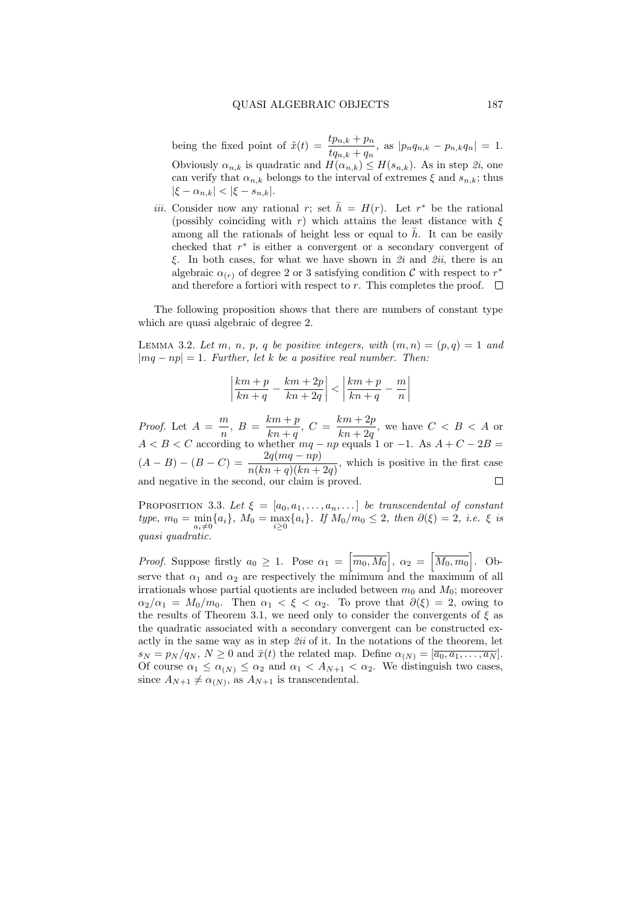being the fixed point of $\tilde{x}(t) = \dfrac{tp_{n,k} + p_n}{tq_{n,k} + q_n}$, as $|p_n q_{n,k} - p_{n,k} q_n| = 1$. Obviously $\alpha_{n,k}$ is quadratic and $H(\alpha_{n,k}) \le H(s_{n,k})$. As in step *2i*, one can verify that $\alpha_{n,k}$ belongs to the interval of extremes $\xi$ and $s_{n,k}$; thus $|\xi - \alpha_{n,k}| < |\xi - s_{n,k}|$.

*iii.* Consider now any rational $r$; set $\bar{h} = H(r)$. Let $r^*$ be the rational (possibly coinciding with $r$) which attains the least distance with $\xi$ among all the rationals of height less or equal to $\bar{h}$. It can be easily checked that $r^*$ is either a convergent or a secondary convergent of $\xi$. In both cases, for what we have shown in *2i* and *2ii*, there is an algebraic $\alpha_{(r)}$ of degree 2 or 3 satisfying condition $\mathcal{C}$ with respect to $r^*$ and therefore a fortiori with respect to $r$. This completes the proof. $\square$

The following proposition shows that there are numbers of constant type which are quasi algebraic of degree 2.

LEMMA 3.2. *Let $m$, $n$, $p$, $q$ be positive integers, with $(m,n) = (p,q) = 1$ and $|mq - np| = 1$. Further, let $k$ be a positive real number. Then:*

$$\left| \frac{km + p}{kn + q} - \frac{km + 2p}{kn + 2q} \right| < \left| \frac{km + p}{kn + q} - \frac{m}{n} \right|$$

*Proof.* Let $A = \dfrac{m}{n}$, $B = \dfrac{km + p}{kn + q}$, $C = \dfrac{km + 2p}{kn + 2q}$, we have $C < B < A$ or $A < B < C$ according to whether $mq - np$ equals 1 or $-1$. As $A + C - 2B = (A - B) - (B - C) = \dfrac{2q(mq - np)}{n(kn + q)(kn + 2q)}$, which is positive in the first case and negative in the second, our claim is proved. $\square$

PROPOSITION 3.3. *Let $\xi = [a_0, a_1, \ldots, a_n, \ldots]$ be transcendental of constant type, $m_0 = \min\limits_{a_i \neq 0}\{a_i\}$, $M_0 = \max\limits_{i \ge 0}\{a_i\}$. If $M_0/m_0 \le 2$, then $\partial(\xi) = 2$, i.e. $\xi$ is quasi quadratic.*

*Proof.* Suppose firstly $a_0 \ge 1$. Pose $\alpha_1 = \left[\overline{m_0, M_0}\right]$, $\alpha_2 = \left[\overline{M_0, m_0}\right]$. Observe that $\alpha_1$ and $\alpha_2$ are respectively the minimum and the maximum of all irrationals whose partial quotients are included between $m_0$ and $M_0$; moreover $\alpha_2/\alpha_1 = M_0/m_0$. Then $\alpha_1 < \xi < \alpha_2$. To prove that $\partial(\xi) = 2$, owing to the results of Theorem 3.1, we need only to consider the convergents of $\xi$ as the quadratic associated with a secondary convergent can be constructed exactly in the same way as in step *2ii* of it. In the notations of the theorem, let $s_N = p_N/q_N$, $N \ge 0$ and $\bar{x}(t)$ the related map. Define $\alpha_{(N)} = [\overline{a_0, a_1, \ldots, a_N}]$. Of course $\alpha_1 \le \alpha_{(N)} \le \alpha_2$ and $\alpha_1 < A_{N+1} < \alpha_2$. We distinguish two cases, since $A_{N+1} \neq \alpha_{(N)}$, as $A_{N+1}$ is transcendental.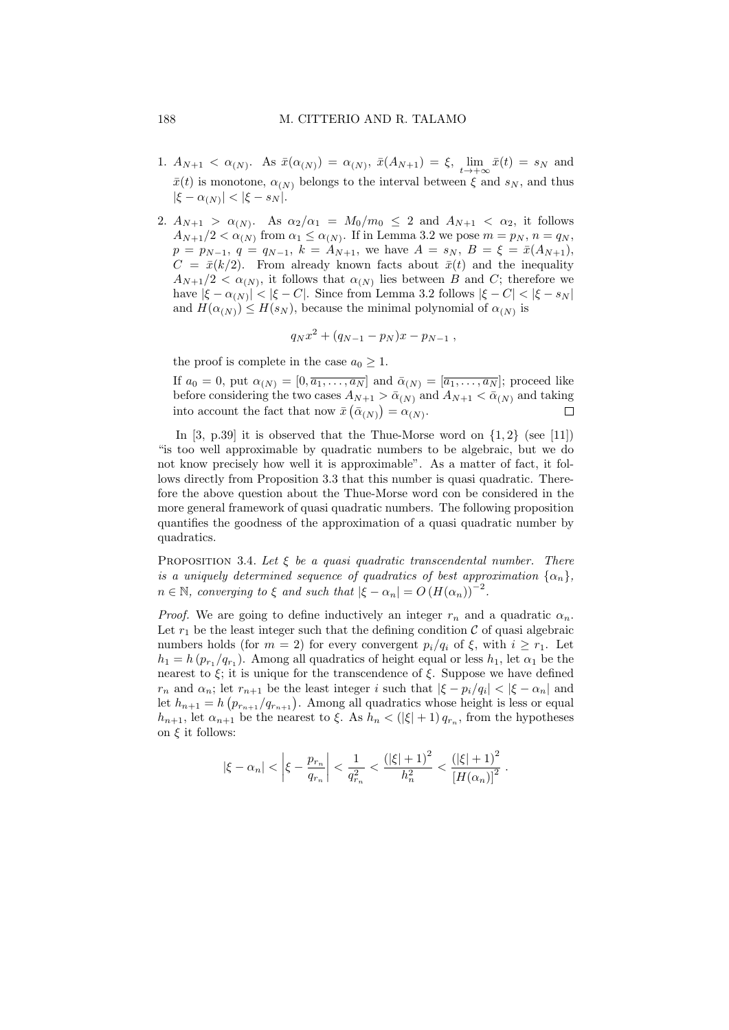1. $A_{N+1} < \alpha_{(N)}$. As $\bar{x}(\alpha_{(N)}) = \alpha_{(N)}$, $\bar{x}(A_{N+1}) = \xi$, $\lim_{t \to +\infty} \bar{x}(t) = s_N$ and $\bar{x}(t)$ is monotone, $\alpha_{(N)}$ belongs to the interval between $\xi$ and $s_N$, and thus $|\xi - \alpha_{(N)}| < |\xi - s_N|$.

2. $A_{N+1} > \alpha_{(N)}$. As $\alpha_2/\alpha_1 = M_0/m_0 \leq 2$ and $A_{N+1} < \alpha_2$, it follows $A_{N+1}/2 < \alpha_{(N)}$ from $\alpha_1 \leq \alpha_{(N)}$. If in Lemma 3.2 we pose $m = p_N$, $n = q_N$, $p = p_{N-1}$, $q = q_{N-1}$, $k = A_{N+1}$, we have $A = s_N$, $B = \xi = \bar{x}(A_{N+1})$, $C = \bar{x}(k/2)$. From already known facts about $\bar{x}(t)$ and the inequality $A_{N+1}/2 < \alpha_{(N)}$, it follows that $\alpha_{(N)}$ lies between $B$ and $C$; therefore we have $|\xi - \alpha_{(N)}| < |\xi - C|$. Since from Lemma 3.2 follows $|\xi - C| < |\xi - s_N|$ and $H(\alpha_{(N)}) \leq H(s_N)$, because the minimal polynomial of $\alpha_{(N)}$ is

$$q_N x^2 + (q_{N-1} - p_N)x - p_{N-1} ,$$

the proof is complete in the case $a_0 \geq 1$.

If $a_0 = 0$, put $\alpha_{(N)} = [0, \overline{a_1, \ldots, a_N}]$ and $\bar{\alpha}_{(N)} = [\overline{a_1, \ldots, a_N}]$; proceed like before considering the two cases $A_{N+1} > \bar{\alpha}_{(N)}$ and $A_{N+1} < \bar{\alpha}_{(N)}$ and taking into account the fact that now $\bar{x}\left(\bar{\alpha}_{(N)}\right) = \alpha_{(N)}$. □

In [3, p.39] it is observed that the Thue-Morse word on $\{1, 2\}$ (see [11]) "is too well approximable by quadratic numbers to be algebraic, but we do not know precisely how well it is approximable". As a matter of fact, it follows directly from Proposition 3.3 that this number is quasi quadratic. Therefore the above question about the Thue-Morse word con be considered in the more general framework of quasi quadratic numbers. The following proposition quantifies the goodness of the approximation of a quasi quadratic number by quadratics.

Proposition 3.4. *Let $\xi$ be a quasi quadratic transcendental number. There is a uniquely determined sequence of quadratics of best approximation $\{\alpha_n\}$, $n \in \mathbb{N}$, converging to $\xi$ and such that $|\xi - \alpha_n| = O\left(H(\alpha_n)\right)^{-2}$.*

*Proof.* We are going to define inductively an integer $r_n$ and a quadratic $\alpha_n$. Let $r_1$ be the least integer such that the defining condition $\mathcal{C}$ of quasi algebraic numbers holds (for $m = 2$) for every convergent $p_i/q_i$ of $\xi$, with $i \geq r_1$. Let $h_1 = h\left(p_{r_1}/q_{r_1}\right)$. Among all quadratics of height equal or less $h_1$, let $\alpha_1$ be the nearest to $\xi$; it is unique for the transcendence of $\xi$. Suppose we have defined $r_n$ and $\alpha_n$; let $r_{n+1}$ be the least integer $i$ such that $|\xi - p_i/q_i| < |\xi - \alpha_n|$ and let $h_{n+1} = h\left(p_{r_{n+1}}/q_{r_{n+1}}\right)$. Among all quadratics whose height is less or equal $h_{n+1}$, let $\alpha_{n+1}$ be the nearest to $\xi$. As $h_n < (|\xi| + 1)\, q_{r_n}$, from the hypotheses on $\xi$ it follows:

$$|\xi - \alpha_n| < \left|\xi - \frac{p_{r_n}}{q_{r_n}}\right| < \frac{1}{q_{r_n}^2} < \frac{(|\xi| + 1)^2}{h_n^2} < \frac{(|\xi| + 1)^2}{\left[H(\alpha_n)\right]^2} .$$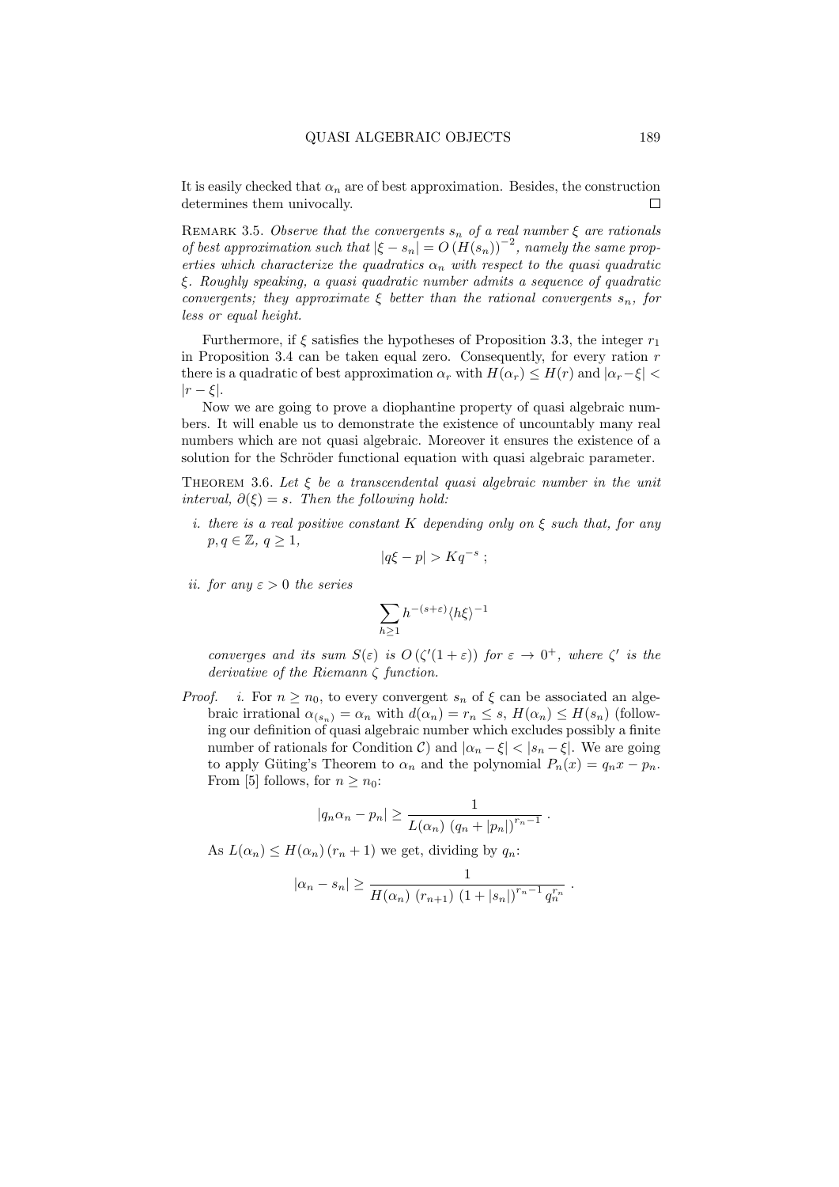It is easily checked that $\alpha_n$ are of best approximation. Besides, the construction determines them univocally. □

Remark 3.5. *Observe that the convergents $s_n$ of a real number $\xi$ are rationals of best approximation such that $|\xi - s_n| = O\left(H(s_n)\right)^{-2}$, namely the same properties which characterize the quadratics $\alpha_n$ with respect to the quasi quadratic $\xi$. Roughly speaking, a quasi quadratic number admits a sequence of quadratic convergents; they approximate $\xi$ better than the rational convergents $s_n$, for less or equal height.*

Furthermore, if $\xi$ satisfies the hypotheses of Proposition 3.3, the integer $r_1$ in Proposition 3.4 can be taken equal zero. Consequently, for every ration $r$ there is a quadratic of best approximation $\alpha_r$ with $H(\alpha_r) \le H(r)$ and $|\alpha_r - \xi| < |r - \xi|$.

Now we are going to prove a diophantine property of quasi algebraic numbers. It will enable us to demonstrate the existence of uncountably many real numbers which are not quasi algebraic. Moreover it ensures the existence of a solution for the Schröder functional equation with quasi algebraic parameter.

Theorem 3.6. *Let $\xi$ be a transcendental quasi algebraic number in the unit interval, $\partial(\xi) = s$. Then the following hold:*

*i. there is a real positive constant $K$ depending only on $\xi$ such that, for any $p, q \in \mathbb{Z}$, $q \ge 1$,*

$$|q\xi - p| > Kq^{-s} \; ;$$

*ii. for any $\varepsilon > 0$ the series*

$$\sum_{h \ge 1} h^{-(s+\varepsilon)} \langle h\xi \rangle^{-1}$$

*converges and its sum $S(\varepsilon)$ is $O\left(\zeta'(1+\varepsilon)\right)$ for $\varepsilon \to 0^+$, where $\zeta'$ is the derivative of the Riemann $\zeta$ function.*

*Proof.* *i.* For $n \ge n_0$, to every convergent $s_n$ of $\xi$ can be associated an algebraic irrational $\alpha_{(s_n)} = \alpha_n$ with $d(\alpha_n) = r_n \le s$, $H(\alpha_n) \le H(s_n)$ (following our definition of quasi algebraic number which excludes possibly a finite number of rationals for Condition $\mathcal{C}$) and $|\alpha_n - \xi| < |s_n - \xi|$. We are going to apply Güting's Theorem to $\alpha_n$ and the polynomial $P_n(x) = q_n x - p_n$. From [5] follows, for $n \ge n_0$:

$$|q_n \alpha_n - p_n| \ge \frac{1}{L(\alpha_n)\ (q_n + |p_n|)^{r_n - 1}} \; .$$

As $L(\alpha_n) \le H(\alpha_n)\,(r_n + 1)$ we get, dividing by $q_n$:

$$|\alpha_n - s_n| \ge \frac{1}{H(\alpha_n)\ (r_{n+1})\ (1 + |s_n|)^{r_n - 1}\, q_n^{r_n}} \; .$$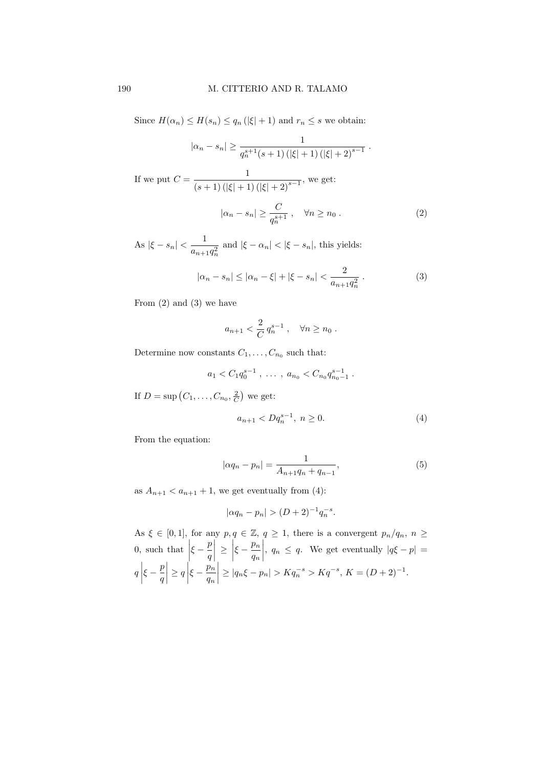Since $H(\alpha_n) \le H(s_n) \le q_n\,(|\xi|+1)$ and $r_n \le s$ we obtain:

$$|\alpha_n - s_n| \ge \frac{1}{q_n^{s+1}(s+1)\,(|\xi|+1)\,(|\xi|+2)^{s-1}} \ .$$

If we put $C = \dfrac{1}{(s+1)\,(|\xi|+1)\,(|\xi|+2)^{s-1}}$, we get:

$$|\alpha_n - s_n| \ge \frac{C}{q_n^{s+1}} \ , \quad \forall n \ge n_0 \ . \tag{2}$$

As $|\xi - s_n| < \dfrac{1}{a_{n+1}q_n^2}$ and $|\xi - \alpha_n| < |\xi - s_n|$, this yields:

$$|\alpha_n - s_n| \le |\alpha_n - \xi| + |\xi - s_n| < \frac{2}{a_{n+1}q_n^2} \ . \tag{3}$$

From (2) and (3) we have

$$a_{n+1} < \frac{2}{C}\, q_n^{s-1} \ , \quad \forall n \ge n_0 \ .$$

Determine now constants $C_1, \ldots, C_{n_0}$ such that:

$$a_1 < C_1 q_0^{s-1} \ , \ \ldots \ , \ a_{n_0} < C_{n_0} q_{n_0-1}^{s-1} \ .$$

If $D = \sup\left(C_1, \ldots, C_{n_0}, \frac{2}{C}\right)$ we get:

$$a_{n+1} < D q_n^{s-1}, \ n \ge 0. \tag{4}$$

From the equation:

$$|\alpha q_n - p_n| = \frac{1}{A_{n+1}q_n + q_{n-1}}, \tag{5}$$

as $A_{n+1} < a_{n+1} + 1$, we get eventually from (4):

$$|\alpha q_n - p_n| > (D+2)^{-1} q_n^{-s}.$$

As $\xi \in [0,1]$, for any $p, q \in \mathbb{Z}$, $q \ge 1$, there is a convergent $p_n/q_n$, $n \ge 0$, such that $\left|\xi - \dfrac{p}{q}\right| \ge \left|\xi - \dfrac{p_n}{q_n}\right|$, $q_n \le q$. We get eventually $|q\xi - p| = q\left|\xi - \dfrac{p}{q}\right| \ge q\left|\xi - \dfrac{p_n}{q_n}\right| \ge |q_n\xi - p_n| > K q_n^{-s} > K q^{-s}$, $K = (D+2)^{-1}$.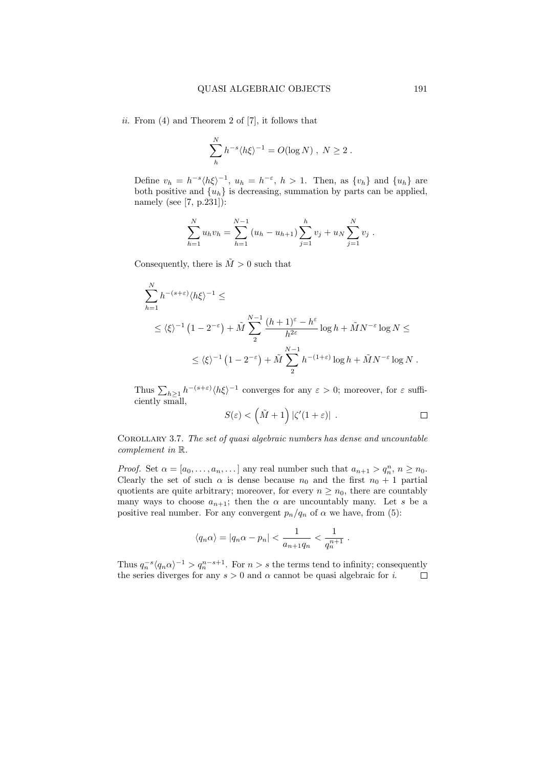*ii.* From (4) and Theorem 2 of [7], it follows that

$$\sum_{h}^{N} h^{-s}\langle h\xi\rangle^{-1} = O(\log N)\ ,\ N \geq 2\ .$$

Define $v_h = h^{-s}\langle h\xi\rangle^{-1}$, $u_h = h^{-\varepsilon}$, $h > 1$. Then, as $\{v_h\}$ and $\{u_h\}$ are both positive and $\{u_h\}$ is decreasing, summation by parts can be applied, namely (see [7, p.231]):

$$\sum_{h=1}^{N} u_h v_h = \sum_{h=1}^{N-1} (u_h - u_{h+1}) \sum_{j=1}^{h} v_j + u_N \sum_{j=1}^{N} v_j\ .$$

Consequently, there is $\tilde{M} > 0$ such that

$$\begin{aligned}
&\sum_{h=1}^{N} h^{-(s+\varepsilon)}\langle h\xi\rangle^{-1} \leq \\
&\leq \langle\xi\rangle^{-1}\left(1-2^{-\varepsilon}\right) + \tilde{M}\sum_{2}^{N-1} \frac{(h+1)^{\varepsilon} - h^{\varepsilon}}{h^{2\varepsilon}} \log h + \tilde{M}N^{-\varepsilon}\log N \leq \\
&\leq \langle\xi\rangle^{-1}\left(1-2^{-\varepsilon}\right) + \tilde{M}\sum_{2}^{N-1} h^{-(1+\varepsilon)}\log h + \tilde{M}N^{-\varepsilon}\log N\ .
\end{aligned}$$

Thus $\sum_{h\geq 1} h^{-(s+\varepsilon)}\langle h\xi\rangle^{-1}$ converges for any $\varepsilon > 0$; moreover, for $\varepsilon$ sufficiently small,

$$S(\varepsilon) < \left(\tilde{M}+1\right)|\zeta'(1+\varepsilon)|\ . \qquad \square$$

Corollary 3.7. *The set of quasi algebraic numbers has dense and uncountable complement in* $\mathbb{R}$.

*Proof.* Set $\alpha = [a_0, \ldots, a_n, \ldots]$ any real number such that $a_{n+1} > q_n^n$, $n \geq n_0$. Clearly the set of such $\alpha$ is dense because $n_0$ and the first $n_0 + 1$ partial quotients are quite arbitrary; moreover, for every $n \geq n_0$, there are countably many ways to choose $a_{n+1}$; then the $\alpha$ are uncountably many. Let $s$ be a positive real number. For any convergent $p_n/q_n$ of $\alpha$ we have, from (5):

$$\langle q_n\alpha\rangle = |q_n\alpha - p_n| < \frac{1}{a_{n+1}q_n} < \frac{1}{q_n^{n+1}}\ .$$

Thus $q_n^{-s}\langle q_n\alpha\rangle^{-1} > q_n^{n-s+1}$. For $n > s$ the terms tend to infinity; consequently the series diverges for any $s > 0$ and $\alpha$ cannot be quasi algebraic for *i*. $\square$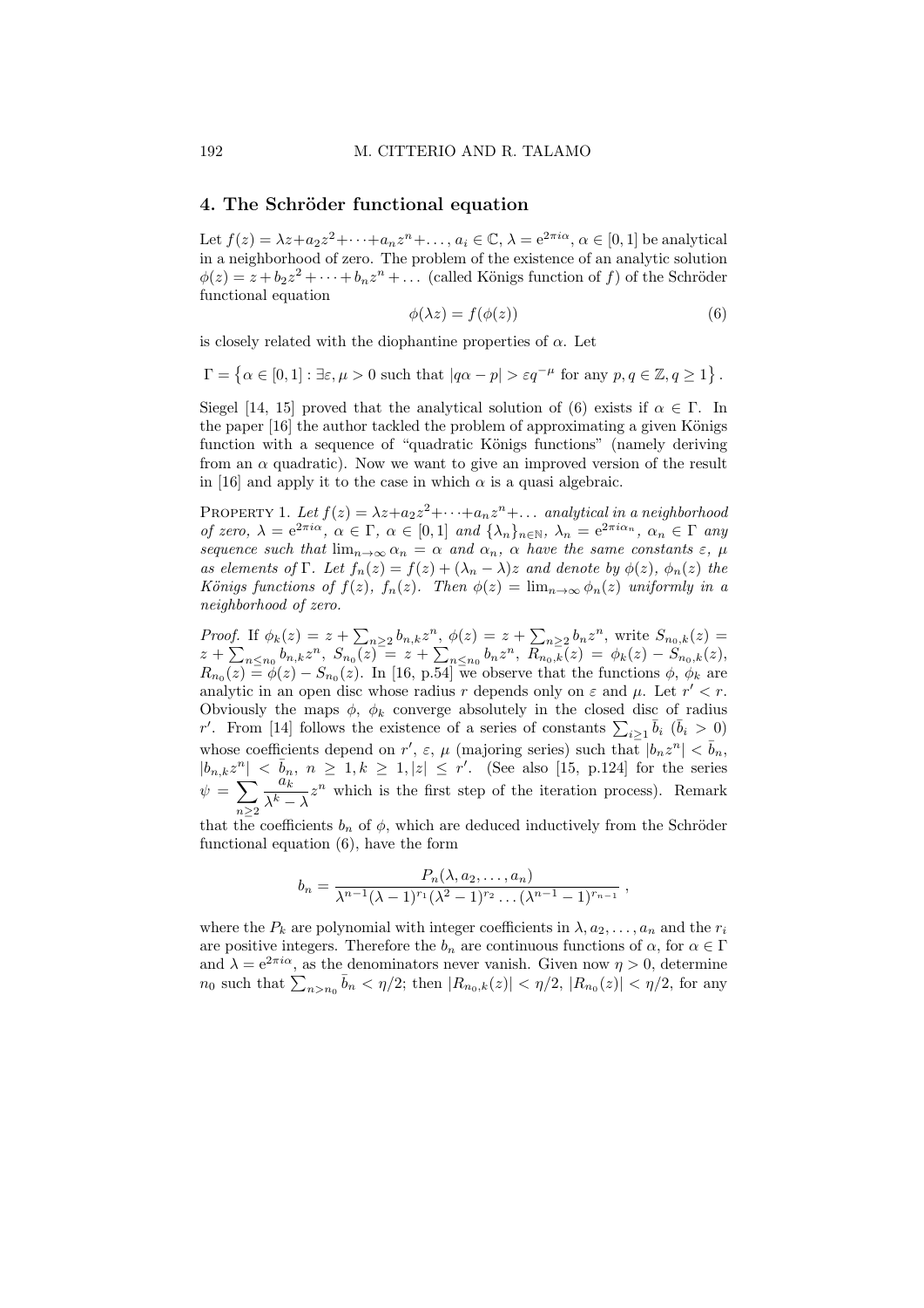## 4. The Schröder functional equation

Let $f(z) = \lambda z + a_2 z^2 + \cdots + a_n z^n + \ldots$, $a_i \in \mathbb{C}$, $\lambda = e^{2\pi i \alpha}$, $\alpha \in [0,1]$ be analytical in a neighborhood of zero. The problem of the existence of an analytic solution $\phi(z) = z + b_2 z^2 + \cdots + b_n z^n + \ldots$ (called Königs function of $f$) of the Schröder functional equation

$$\phi(\lambda z) = f(\phi(z)) \tag{6}$$

is closely related with the diophantine properties of $\alpha$. Let

$$\Gamma = \left\{ \alpha \in [0,1] : \exists \varepsilon, \mu > 0 \text{ such that } |q\alpha - p| > \varepsilon q^{-\mu} \text{ for any } p, q \in \mathbb{Z}, q \geq 1 \right\}.$$

Siegel [14, 15] proved that the analytical solution of (6) exists if $\alpha \in \Gamma$. In the paper [16] the author tackled the problem of approximating a given Königs function with a sequence of "quadratic Königs functions" (namely deriving from an $\alpha$ quadratic). Now we want to give an improved version of the result in [16] and apply it to the case in which $\alpha$ is a quasi algebraic.

Property 1. *Let $f(z) = \lambda z + a_2 z^2 + \cdots + a_n z^n + \ldots$ analytical in a neighborhood of zero, $\lambda = e^{2\pi i \alpha}$, $\alpha \in \Gamma$, $\alpha \in [0,1]$ and $\{\lambda_n\}_{n \in \mathbb{N}}$, $\lambda_n = e^{2\pi i \alpha_n}$, $\alpha_n \in \Gamma$ any sequence such that $\lim_{n\to\infty} \alpha_n = \alpha$ and $\alpha_n$, $\alpha$ have the same constants $\varepsilon$, $\mu$ as elements of $\Gamma$. Let $f_n(z) = f(z) + (\lambda_n - \lambda) z$ and denote by $\phi(z)$, $\phi_n(z)$ the Königs functions of $f(z)$, $f_n(z)$. Then $\phi(z) = \lim_{n\to\infty} \phi_n(z)$ uniformly in a neighborhood of zero.*

*Proof.* If $\phi_k(z) = z + \sum_{n\geq 2} b_{n,k} z^n$, $\phi(z) = z + \sum_{n \geq 2} b_n z^n$, write $S_{n_0,k}(z) = z + \sum_{n \leq n_0} b_{n,k} z^n$, $S_{n_0}(z) = z + \sum_{n \leq n_0} b_n z^n$, $R_{n_0,k}(z) = \phi_k(z) - S_{n_0,k}(z)$, $R_{n_0}(z) = \phi(z) - S_{n_0}(z)$. In [16, p.54] we observe that the functions $\phi$, $\phi_k$ are analytic in an open disc whose radius $r$ depends only on $\varepsilon$ and $\mu$. Let $r' < r$. Obviously the maps $\phi$, $\phi_k$ converge absolutely in the closed disc of radius $r'$. From [14] follows the existence of a series of constants $\sum_{i\geq 1} \bar{b}_i$ ($\bar{b}_i > 0$) whose coefficients depend on $r'$, $\varepsilon$, $\mu$ (majoring series) such that $|b_n z^n| < \bar{b}_n$, $|b_{n,k} z^n| < \bar{b}_n$, $n \geq 1, k \geq 1, |z| \leq r'$. (See also [15, p.124] for the series $\psi = \displaystyle\sum_{n\geq 2} \frac{a_k}{\lambda^k - \lambda} z^n$ which is the first step of the iteration process). Remark that the coefficients $b_n$ of $\phi$, which are deduced inductively from the Schröder functional equation (6), have the form

$$b_n = \frac{P_n(\lambda, a_2, \ldots, a_n)}{\lambda^{n-1}(\lambda - 1)^{r_1}(\lambda^2 - 1)^{r_2} \ldots (\lambda^{n-1} - 1)^{r_{n-1}}},$$

where the $P_k$ are polynomial with integer coefficients in $\lambda, a_2, \ldots, a_n$ and the $r_i$ are positive integers. Therefore the $b_n$ are continuous functions of $\alpha$, for $\alpha \in \Gamma$ and $\lambda = e^{2\pi i \alpha}$, as the denominators never vanish. Given now $\eta > 0$, determine $n_0$ such that $\sum_{n > n_0} \bar{b}_n < \eta/2$; then $|R_{n_0,k}(z)| < \eta/2$, $|R_{n_0}(z)| < \eta/2$, for any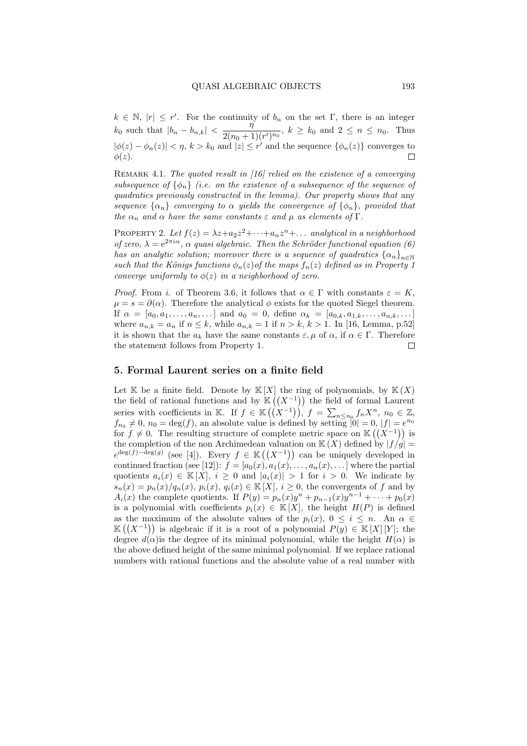$k \in \mathbb{N}$, $|r| \leq r'$. For the continuity of $b_n$ on the set $\Gamma$, there is an integer $k_0$ such that $|b_n - b_{n,k}| < \dfrac{\eta}{2(n_0+1)(r')^{n_0}}$, $k \geq k_0$ and $2 \leq n \leq n_0$. Thus $|\phi(z) - \phi_n(z)| < \eta$, $k > k_0$ and $|z| \leq r'$ and the sequence $\{\phi_n(z)\}$ converges to $\phi(z)$. □

Remark 4.1. *The quoted result in [16] relied on the existence of a converging subsequence of $\{\phi_n\}$ (i.e. on the existence of a subsequence of the sequence of quadratics previously constructed in the lemma). Our property shows that* any *sequence $\{\alpha_n\}$ converging to $\alpha$ yields the convergence of $\{\phi_n\}$, provided that the $\alpha_n$ and $\alpha$ have the same constants $\varepsilon$ and $\mu$ as elements of $\Gamma$.*

Property 2. *Let $f(z) = \lambda z + a_2 z^2 + \cdots + a_n z^n + \ldots$ analytical in a neighborhood of zero, $\lambda = e^{2\pi i \alpha}$, $\alpha$ quasi algebraic. Then the Schröder functional equation (6) has an analytic solution; moreover there is a sequence of quadratics $\{\alpha_n\}_{n \in \mathbb{N}}$ such that the Königs functions $\phi_n(z)$ of the maps $f_n(z)$ defined as in Property 1 converge uniformly to $\phi(z)$ in a neighborhood of zero.*

*Proof.* From *i.* of Theorem 3.6, it follows that $\alpha \in \Gamma$ with constants $\varepsilon = K$, $\mu = s = \partial(\alpha)$. Therefore the analytical $\phi$ exists for the quoted Siegel theorem. If $\alpha = [a_0, a_1, \ldots, a_n, \ldots]$ and $a_0 = 0$, define $\alpha_k = [a_{0,k}, a_{1,k}, \ldots, a_{n,k}, \ldots]$ where $a_{n,k} = a_n$ if $n \leq k$, while $a_{n,k} = 1$ if $n > k$, $k > 1$. In [16, Lemma, p.52] it is shown that the $a_k$ have the same constants $\varepsilon, \mu$ of $\alpha$, if $\alpha \in \Gamma$. Therefore the statement follows from Property 1. □

## 5. Formal Laurent series on a finite field

Let $\mathbb{K}$ be a finite field. Denote by $\mathbb{K}[X]$ the ring of polynomials, by $\mathbb{K}(X)$ the field of rational functions and by $\mathbb{K}((X^{-1}))$ the field of formal Laurent series with coefficients in $\mathbb{K}$. If $f \in \mathbb{K}((X^{-1}))$, $f = \sum_{n \leq n_0} f_n X^n$, $n_0 \in \mathbb{Z}$, $f_{n_0} \neq 0$, $n_0 = \deg(f)$, an absolute value is defined by setting $|0| = 0$, $|f| = e^{n_0}$ for $f \neq 0$. The resulting structure of complete metric space on $\mathbb{K}((X^{-1}))$ is the completion of the non Archimedean valuation on $\mathbb{K}(X)$ defined by $|f/g| = e^{\deg(f)-\deg(g)}$ (see [4]). Every $f \in \mathbb{K}((X^{-1}))$ can be uniquely developed in continued fraction (see [12]): $f = [a_0(x), a_1(x), \ldots, a_n(x), \ldots]$ where the partial quotients $a_i(x) \in \mathbb{K}[X]$, $i \geq 0$ and $|a_i(x)| > 1$ for $i > 0$. We indicate by $s_n(x) = p_n(x)/q_n(x)$, $p_i(x)$, $q_i(x) \in \mathbb{K}[X]$, $i \geq 0$, the convergents of $f$ and by $A_i(x)$ the complete quotients. If $P(y) = p_n(x)y^n + p_{n-1}(x)y^{n-1} + \cdots + p_0(x)$ is a polynomial with coefficients $p_i(x) \in \mathbb{K}[X]$, the height $H(P)$ is defined as the maximum of the absolute values of the $p_i(x)$, $0 \leq i \leq n$. An $\alpha \in \mathbb{K}((X^{-1}))$ is algebraic if it is a root of a polynomial $P(y) \in \mathbb{K}[X][Y]$; the degree $d(\alpha)$is the degree of its minimal polynomial, while the height $H(\alpha)$ is the above defined height of the same minimal polynomial. If we replace rational numbers with rational functions and the absolute value of a real number with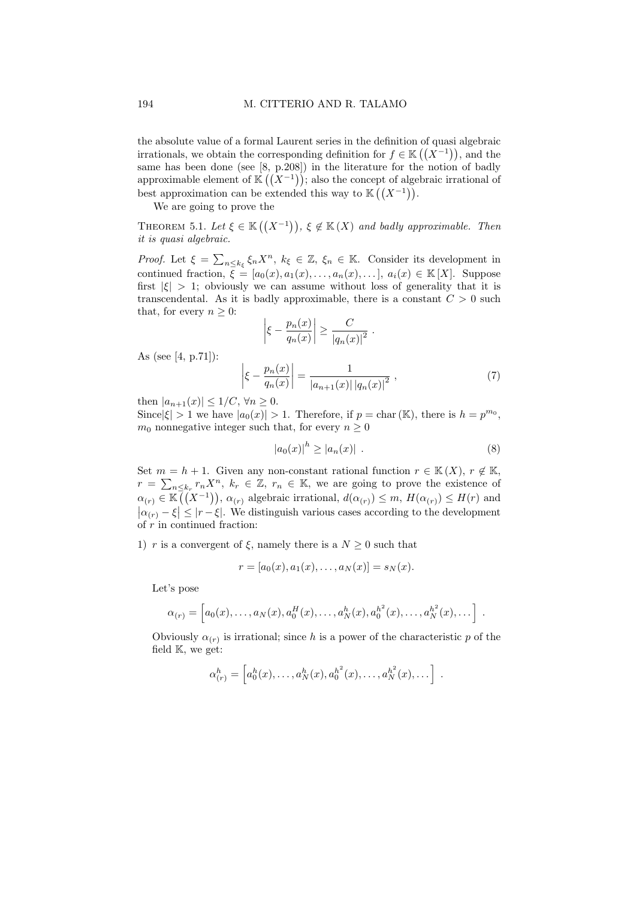the absolute value of a formal Laurent series in the definition of quasi algebraic irrationals, we obtain the corresponding definition for $f \in \mathbb{K}\left(\left(X^{-1}\right)\right)$, and the same has been done (see [8, p.208]) in the literature for the notion of badly approximable element of $\mathbb{K}\left(\left(X^{-1}\right)\right)$; also the concept of algebraic irrational of best approximation can be extended this way to $\mathbb{K}\left(\left(X^{-1}\right)\right)$.

We are going to prove the

**Theorem 5.1.** *Let $\xi \in \mathbb{K}\left(\left(X^{-1}\right)\right)$, $\xi \notin \mathbb{K}(X)$ and badly approximable. Then it is quasi algebraic.*

*Proof.* Let $\xi = \sum_{n \leq k_\xi} \xi_n X^n$, $k_\xi \in \mathbb{Z}$, $\xi_n \in \mathbb{K}$. Consider its development in continued fraction, $\xi = [a_0(x), a_1(x), \ldots, a_n(x), \ldots]$, $a_i(x) \in \mathbb{K}[X]$. Suppose first $|\xi| > 1$; obviously we can assume without loss of generality that it is transcendental. As it is badly approximable, there is a constant $C > 0$ such that, for every $n \geq 0$:

$$\left|\xi - \frac{p_n(x)}{q_n(x)}\right| \geq \frac{C}{|q_n(x)|^2} \ .$$

As (see [4, p.71]):

$$\left|\xi - \frac{p_n(x)}{q_n(x)}\right| = \frac{1}{|a_{n+1}(x)|\,|q_n(x)|^2} \ , \tag{7}$$

then $|a_{n+1}(x)| \leq 1/C$, $\forall n \geq 0$.
Since $|\xi| > 1$ we have $|a_0(x)| > 1$. Therefore, if $p = \mathrm{char}\,(\mathbb{K})$, there is $h = p^{m_0}$, $m_0$ nonnegative integer such that, for every $n \geq 0$

$$|a_0(x)|^h \geq |a_n(x)| \ . \tag{8}$$

Set $m = h + 1$. Given any non-constant rational function $r \in \mathbb{K}(X)$, $r \notin \mathbb{K}$, $r = \sum_{n \leq k_r} r_n X^n$, $k_r \in \mathbb{Z}$, $r_n \in \mathbb{K}$, we are going to prove the existence of $\alpha_{(r)} \in \mathbb{K}\left(\left(X^{-1}\right)\right)$, $\alpha_{(r)}$ algebraic irrational, $d(\alpha_{(r)}) \leq m$, $H(\alpha_{(r)}) \leq H(r)$ and $\left|\alpha_{(r)} - \xi\right| \leq |r - \xi|$. We distinguish various cases according to the development of $r$ in continued fraction:

1) $r$ is a convergent of $\xi$, namely there is a $N \geq 0$ such that

$$r = [a_0(x), a_1(x), \ldots, a_N(x)] = s_N(x).$$

Let's pose

$$\alpha_{(r)} = \left[a_0(x), \ldots, a_N(x), a_0^H(x), \ldots, a_N^h(x), a_0^{h^2}(x), \ldots, a_N^{h^2}(x), \ldots\right] \ .$$

Obviously $\alpha_{(r)}$ is irrational; since $h$ is a power of the characteristic $p$ of the field $\mathbb{K}$, we get:

$$\alpha_{(r)}^h = \left[a_0^h(x), \ldots, a_N^h(x), a_0^{h^2}(x), \ldots, a_N^{h^2}(x), \ldots\right] \ .$$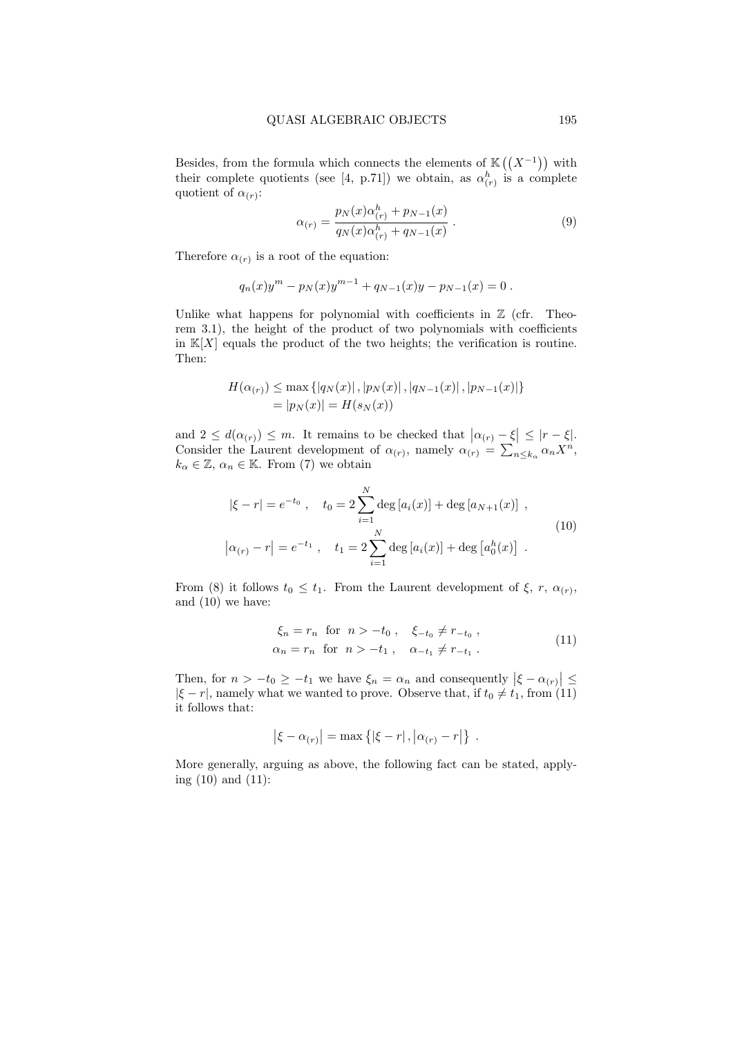Besides, from the formula which connects the elements of $\mathbb{K}\left(\left(X^{-1}\right)\right)$ with their complete quotients (see [4, p.71]) we obtain, as $\alpha^h_{(r)}$ is a complete quotient of $\alpha_{(r)}$:

$$\alpha_{(r)} = \frac{p_N(x)\alpha^h_{(r)} + p_{N-1}(x)}{q_N(x)\alpha^h_{(r)} + q_{N-1}(x)} \; . \tag{9}$$

Therefore $\alpha_{(r)}$ is a root of the equation:

$$q_n(x)y^m - p_N(x)y^{m-1} + q_{N-1}(x)y - p_{N-1}(x) = 0 \; .$$

Unlike what happens for polynomial with coefficients in $\mathbb{Z}$ (cfr. Theorem 3.1), the height of the product of two polynomials with coefficients in $\mathbb{K}[X]$ equals the product of the two heights; the verification is routine. Then:

$$\begin{aligned} H(\alpha_{(r)}) &\leq \max\left\{|q_N(x)|, |p_N(x)|, |q_{N-1}(x)|, |p_{N-1}(x)|\right\} \\ &= |p_N(x)| = H(s_N(x)) \end{aligned}$$

and $2 \leq d(\alpha_{(r)}) \leq m$. It remains to be checked that $\left|\alpha_{(r)} - \xi\right| \leq |r - \xi|$. Consider the Laurent development of $\alpha_{(r)}$, namely $\alpha_{(r)} = \sum_{n \leq k_\alpha} \alpha_n X^n$, $k_\alpha \in \mathbb{Z}$, $\alpha_n \in \mathbb{K}$. From (7) we obtain

$$\begin{aligned} |\xi - r| &= e^{-t_0} \; , \quad t_0 = 2\sum_{i=1}^{N} \deg\left[a_i(x)\right] + \deg\left[a_{N+1}(x)\right] \; , \\ \left|\alpha_{(r)} - r\right| &= e^{-t_1} \; , \quad t_1 = 2\sum_{i=1}^{N} \deg\left[a_i(x)\right] + \deg\left[a^h_0(x)\right] \; . \end{aligned} \tag{10}$$

From (8) it follows $t_0 \leq t_1$. From the Laurent development of $\xi$, $r$, $\alpha_{(r)}$, and (10) we have:

$$\begin{aligned} \xi_n &= r_n \;\text{ for }\; n > -t_0 \; , \quad \xi_{-t_0} \neq r_{-t_0} \; , \\ \alpha_n &= r_n \;\text{ for }\; n > -t_1 \; , \quad \alpha_{-t_1} \neq r_{-t_1} \; . \end{aligned} \tag{11}$$

Then, for $n > -t_0 \geq -t_1$ we have $\xi_n = \alpha_n$ and consequently $\left|\xi - \alpha_{(r)}\right| \leq |\xi - r|$, namely what we wanted to prove. Observe that, if $t_0 \neq t_1$, from (11) it follows that:

$$\left|\xi - \alpha_{(r)}\right| = \max\left\{|\xi - r|, \left|\alpha_{(r)} - r\right|\right\} \; .$$

More generally, arguing as above, the following fact can be stated, applying (10) and (11):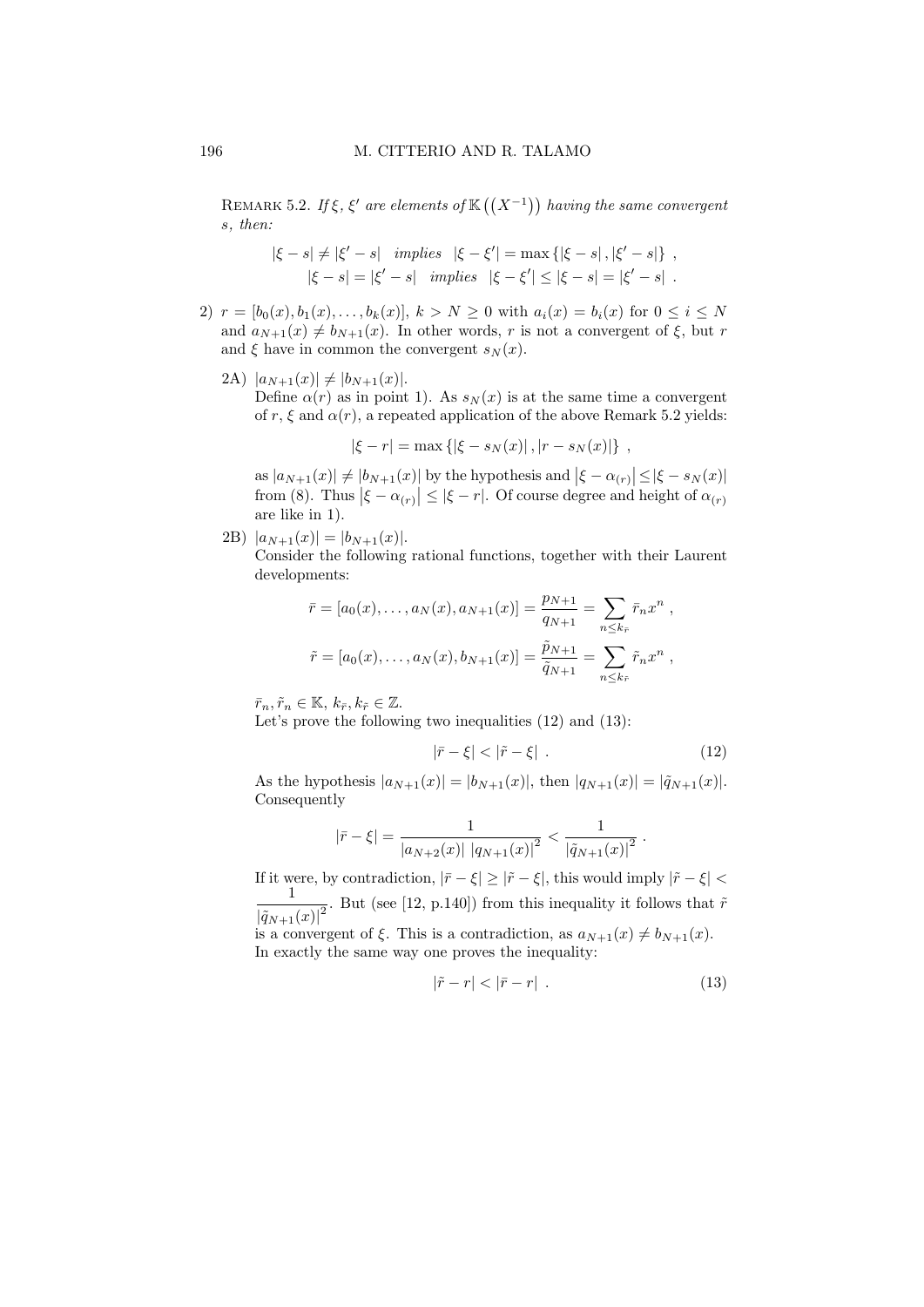REMARK 5.2. *If $\xi$, $\xi'$ are elements of $\mathbb{K}\left(\left(X^{-1}\right)\right)$ having the same convergent $s$, then:*

$$|\xi - s| \neq |\xi' - s| \quad \textit{implies} \quad |\xi - \xi'| = \max\{|\xi - s|, |\xi' - s|\} ,$$
$$|\xi - s| = |\xi' - s| \quad \textit{implies} \quad |\xi - \xi'| \leq |\xi - s| = |\xi' - s| .$$

2) $r = [b_0(x), b_1(x), \ldots, b_k(x)]$, $k > N \geq 0$ with $a_i(x) = b_i(x)$ for $0 \leq i \leq N$ and $a_{N+1}(x) \neq b_{N+1}(x)$. In other words, $r$ is not a convergent of $\xi$, but $r$ and $\xi$ have in common the convergent $s_N(x)$.

2A) $|a_{N+1}(x)| \neq |b_{N+1}(x)|$.

Define $\alpha(r)$ as in point 1). As $s_N(x)$ is at the same time a convergent of $r$, $\xi$ and $\alpha(r)$, a repeated application of the above Remark 5.2 yields:

$$|\xi - r| = \max\{|\xi - s_N(x)|, |r - s_N(x)|\} ,$$

as $|a_{N+1}(x)| \neq |b_{N+1}(x)|$ by the hypothesis and $\left|\xi - \alpha_{(r)}\right| \leq |\xi - s_N(x)|$ from (8). Thus $\left|\xi - \alpha_{(r)}\right| \leq |\xi - r|$. Of course degree and height of $\alpha_{(r)}$ are like in 1).

2B) $|a_{N+1}(x)| = |b_{N+1}(x)|$.

Consider the following rational functions, together with their Laurent developments:

$$\bar{r} = [a_0(x), \ldots, a_N(x), a_{N+1}(x)] = \frac{p_{N+1}}{q_{N+1}} = \sum_{n \leq k_{\bar{r}}} \bar{r}_n x^n ,$$
$$\tilde{r} = [a_0(x), \ldots, a_N(x), b_{N+1}(x)] = \frac{\tilde{p}_{N+1}}{\tilde{q}_{N+1}} = \sum_{n \leq k_{\tilde{r}}} \tilde{r}_n x^n ,$$

$\bar{r}_n, \tilde{r}_n \in \mathbb{K}$, $k_{\bar{r}}, k_{\tilde{r}} \in \mathbb{Z}$.

Let's prove the following two inequalities (12) and (13):

$$|\bar{r} - \xi| < |\tilde{r} - \xi| . \tag{12}$$

As the hypothesis $|a_{N+1}(x)| = |b_{N+1}(x)|$, then $|q_{N+1}(x)| = |\tilde{q}_{N+1}(x)|$. Consequently

$$|\bar{r} - \xi| = \frac{1}{|a_{N+2}(x)| \, |q_{N+1}(x)|^2} < \frac{1}{|\tilde{q}_{N+1}(x)|^2} .$$

If it were, by contradiction, $|\bar{r} - \xi| \geq |\tilde{r} - \xi|$, this would imply $|\tilde{r} - \xi| < \dfrac{1}{|\tilde{q}_{N+1}(x)|^2}$. But (see [12, p.140]) from this inequality it follows that $\tilde{r}$ is a convergent of $\xi$. This is a contradiction, as $a_{N+1}(x) \neq b_{N+1}(x)$.

In exactly the same way one proves the inequality:

$$|\tilde{r} - r| < |\bar{r} - r| . \tag{13}$$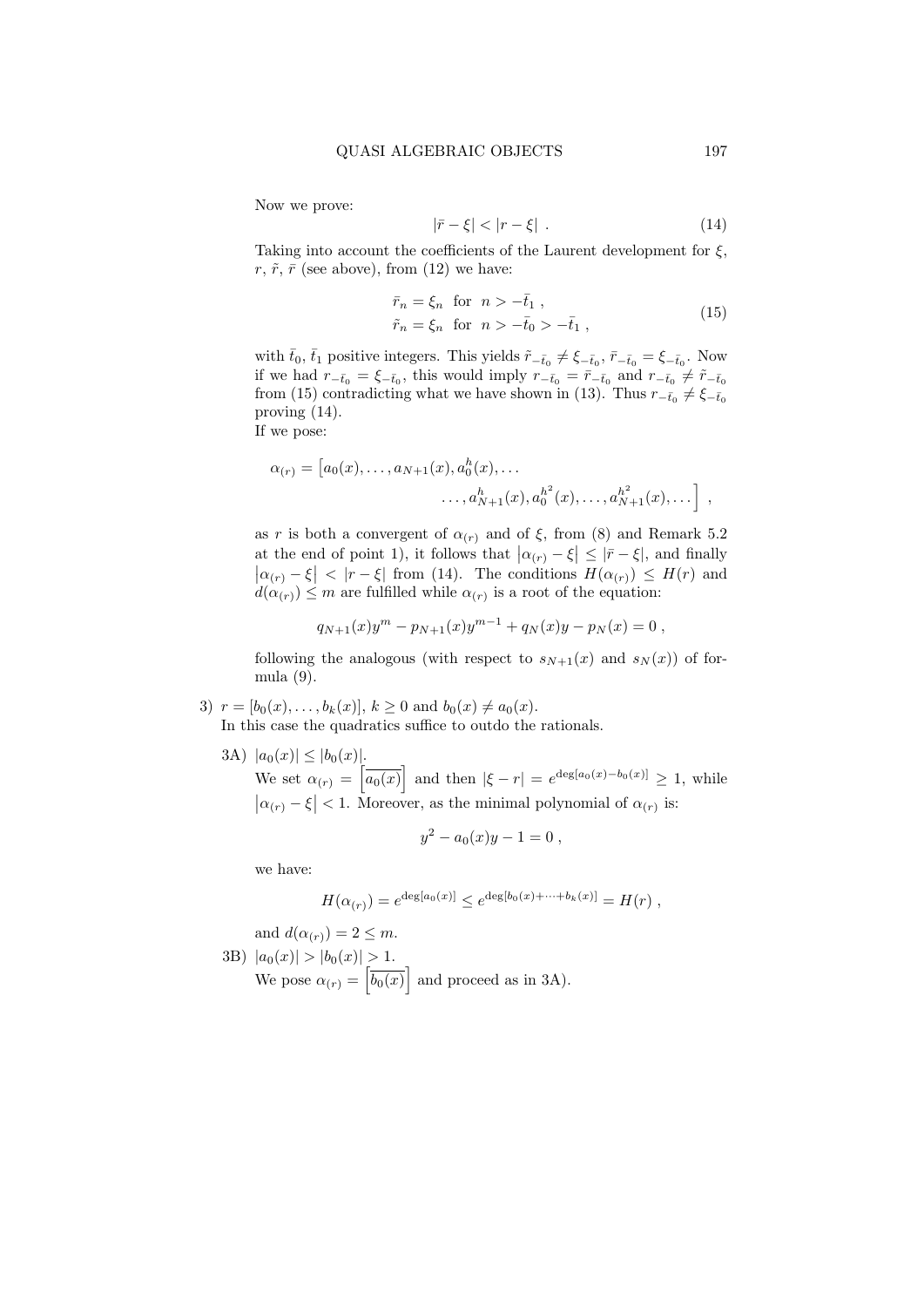Now we prove:

$$|\bar{r} - \xi| < |r - \xi| \ . \tag{14}$$

Taking into account the coefficients of the Laurent development for $\xi$, $r$, $\tilde{r}$, $\bar{r}$ (see above), from (12) we have:

$$\begin{aligned} \bar{r}_n &= \xi_n \ \text{ for } \ n > -\bar{t}_1 \ , \\ \tilde{r}_n &= \xi_n \ \text{ for } \ n > -\bar{t}_0 > -\bar{t}_1 \ , \end{aligned} \tag{15}$$

with $\bar{t}_0$, $\bar{t}_1$ positive integers. This yields $\tilde{r}_{-\bar{t}_0} \neq \xi_{-\bar{t}_0}$, $\bar{r}_{-\bar{t}_0} = \xi_{-\bar{t}_0}$. Now if we had $r_{-\bar{t}_0} = \xi_{-\bar{t}_0}$, this would imply $r_{-\bar{t}_0} = \bar{r}_{-\bar{t}_0}$ and $r_{-\bar{t}_0} \neq \tilde{r}_{-\bar{t}_0}$ from (15) contradicting what we have shown in (13). Thus $r_{-\bar{t}_0} \neq \xi_{-\bar{t}_0}$ proving (14).

If we pose:

$$\alpha_{(r)} = \Big[a_0(x), \ldots, a_{N+1}(x), a_0^h(x), \ldots \\ \ldots, a_{N+1}^h(x), a_0^{h^2}(x), \ldots, a_{N+1}^{h^2}(x), \ldots\Big] \ ,$$

as $r$ is both a convergent of $\alpha_{(r)}$ and of $\xi$, from (8) and Remark 5.2 at the end of point 1), it follows that $\left|\alpha_{(r)} - \xi\right| \leq |\bar{r} - \xi|$, and finally $\left|\alpha_{(r)} - \xi\right| < |r - \xi|$ from (14). The conditions $H(\alpha_{(r)}) \leq H(r)$ and $d(\alpha_{(r)}) \leq m$ are fulfilled while $\alpha_{(r)}$ is a root of the equation:

$$q_{N+1}(x)y^m - p_{N+1}(x)y^{m-1} + q_N(x)y - p_N(x) = 0 \ ,$$

following the analogous (with respect to $s_{N+1}(x)$ and $s_N(x)$) of formula (9).

3) $r = [b_0(x), \ldots, b_k(x)]$, $k \geq 0$ and $b_0(x) \neq a_0(x)$.
   In this case the quadratics suffice to outdo the rationals.

   3A) $|a_0(x)| \leq |b_0(x)|$.
   We set $\alpha_{(r)} = \left[\overline{a_0(x)}\right]$ and then $|\xi - r| = e^{\deg[a_0(x) - b_0(x)]} \geq 1$, while $\left|\alpha_{(r)} - \xi\right| < 1$. Moreover, as the minimal polynomial of $\alpha_{(r)}$ is:

   $$y^2 - a_0(x)y - 1 = 0 \ ,$$

   we have:

   $$H(\alpha_{(r)}) = e^{\deg[a_0(x)]} \leq e^{\deg[b_0(x) + \cdots + b_k(x)]} = H(r) \ ,$$

   and $d(\alpha_{(r)}) = 2 \leq m$.

   3B) $|a_0(x)| > |b_0(x)| > 1$.
   We pose $\alpha_{(r)} = \left[\overline{b_0(x)}\right]$ and proceed as in 3A).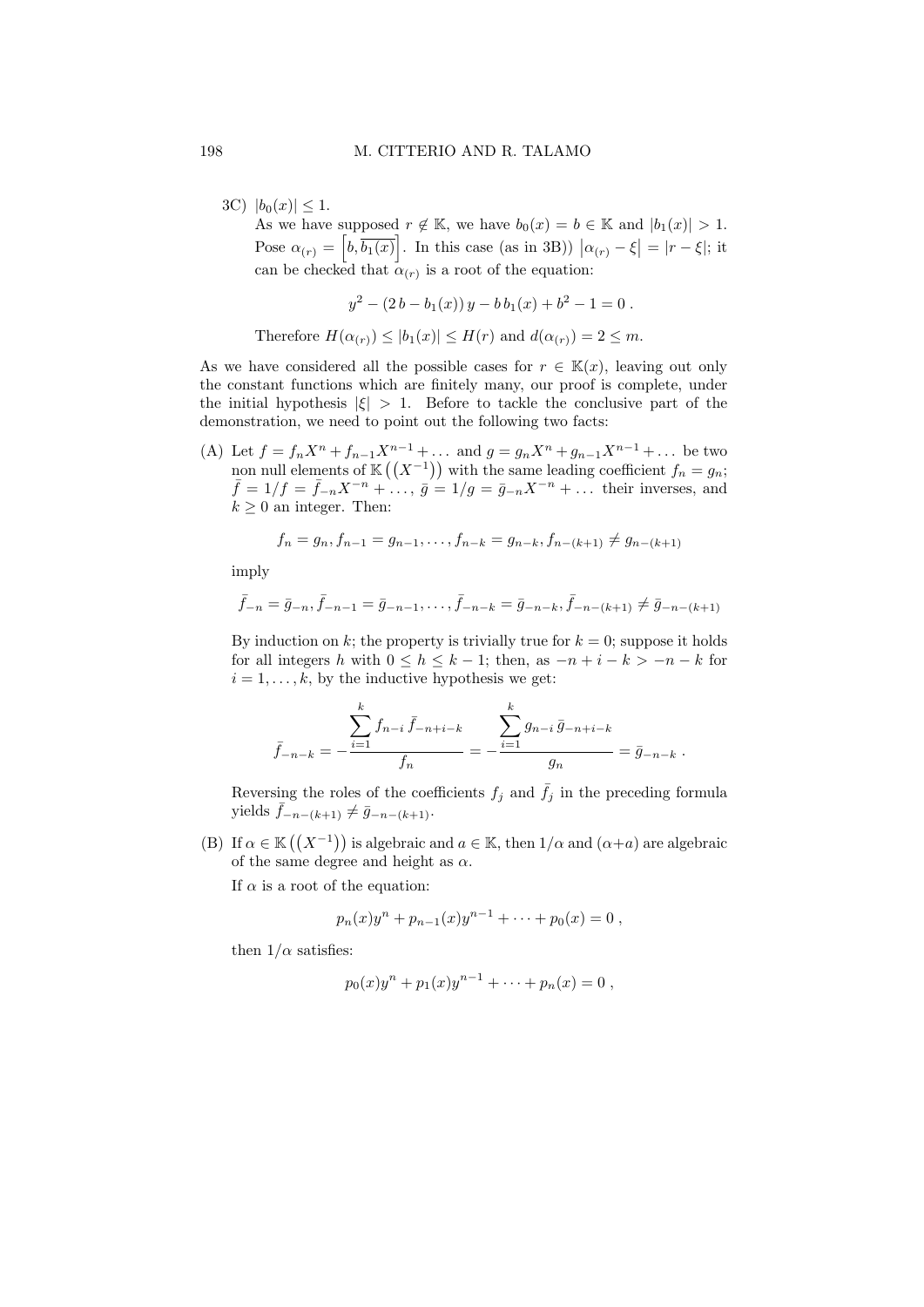3C) $|b_0(x)| \leq 1$.

As we have supposed $r \notin \mathbb{K}$, we have $b_0(x) = b \in \mathbb{K}$ and $|b_1(x)| > 1$. Pose $\alpha_{(r)} = \left[b, \overline{b_1(x)}\right]$. In this case (as in 3B)) $\left|\alpha_{(r)} - \xi\right| = |r - \xi|$; it can be checked that $\alpha_{(r)}$ is a root of the equation:

$$y^2 - (2\,b - b_1(x))\,y - b\,b_1(x) + b^2 - 1 = 0 \,.$$

Therefore $H(\alpha_{(r)}) \leq |b_1(x)| \leq H(r)$ and $d(\alpha_{(r)}) = 2 \leq m$.

As we have considered all the possible cases for $r \in \mathbb{K}(x)$, leaving out only the constant functions which are finitely many, our proof is complete, under the initial hypothesis $|\xi| > 1$. Before to tackle the conclusive part of the demonstration, we need to point out the following two facts:

(A) Let $f = f_n X^n + f_{n-1} X^{n-1} + \dots$ and $g = g_n X^n + g_{n-1} X^{n-1} + \dots$ be two non null elements of $\mathbb{K}\left(\left(X^{-1}\right)\right)$ with the same leading coefficient $f_n = g_n$; $\bar{f} = 1/f = \bar{f}_{-n} X^{-n} + \dots$, $\bar{g} = 1/g = \bar{g}_{-n} X^{-n} + \dots$ their inverses, and $k \geq 0$ an integer. Then:

$$f_n = g_n, f_{n-1} = g_{n-1}, \dots, f_{n-k} = g_{n-k}, f_{n-(k+1)} \neq g_{n-(k+1)}$$

imply

$$\bar{f}_{-n} = \bar{g}_{-n}, \bar{f}_{-n-1} = \bar{g}_{-n-1}, \dots, \bar{f}_{-n-k} = \bar{g}_{-n-k}, \bar{f}_{-n-(k+1)} \neq \bar{g}_{-n-(k+1)}$$

By induction on $k$; the property is trivially true for $k = 0$; suppose it holds for all integers $h$ with $0 \leq h \leq k-1$; then, as $-n + i - k > -n - k$ for $i = 1, \dots, k$, by the inductive hypothesis we get:

$$\bar{f}_{-n-k} = -\frac{\displaystyle\sum_{i=1}^{k} f_{n-i}\,\bar{f}_{-n+i-k}}{f_n} = -\frac{\displaystyle\sum_{i=1}^{k} g_{n-i}\,\bar{g}_{-n+i-k}}{g_n} = \bar{g}_{-n-k} \,.$$

Reversing the roles of the coefficients $f_j$ and $\bar{f}_j$ in the preceding formula yields $\bar{f}_{-n-(k+1)} \neq \bar{g}_{-n-(k+1)}$.

(B) If $\alpha \in \mathbb{K}\left(\left(X^{-1}\right)\right)$ is algebraic and $a \in \mathbb{K}$, then $1/\alpha$ and $(\alpha + a)$ are algebraic of the same degree and height as $\alpha$.

If $\alpha$ is a root of the equation:

$$p_n(x) y^n + p_{n-1}(x) y^{n-1} + \dots + p_0(x) = 0 \,,$$

then $1/\alpha$ satisfies:

$$p_0(x) y^n + p_1(x) y^{n-1} + \dots + p_n(x) = 0 \,,$$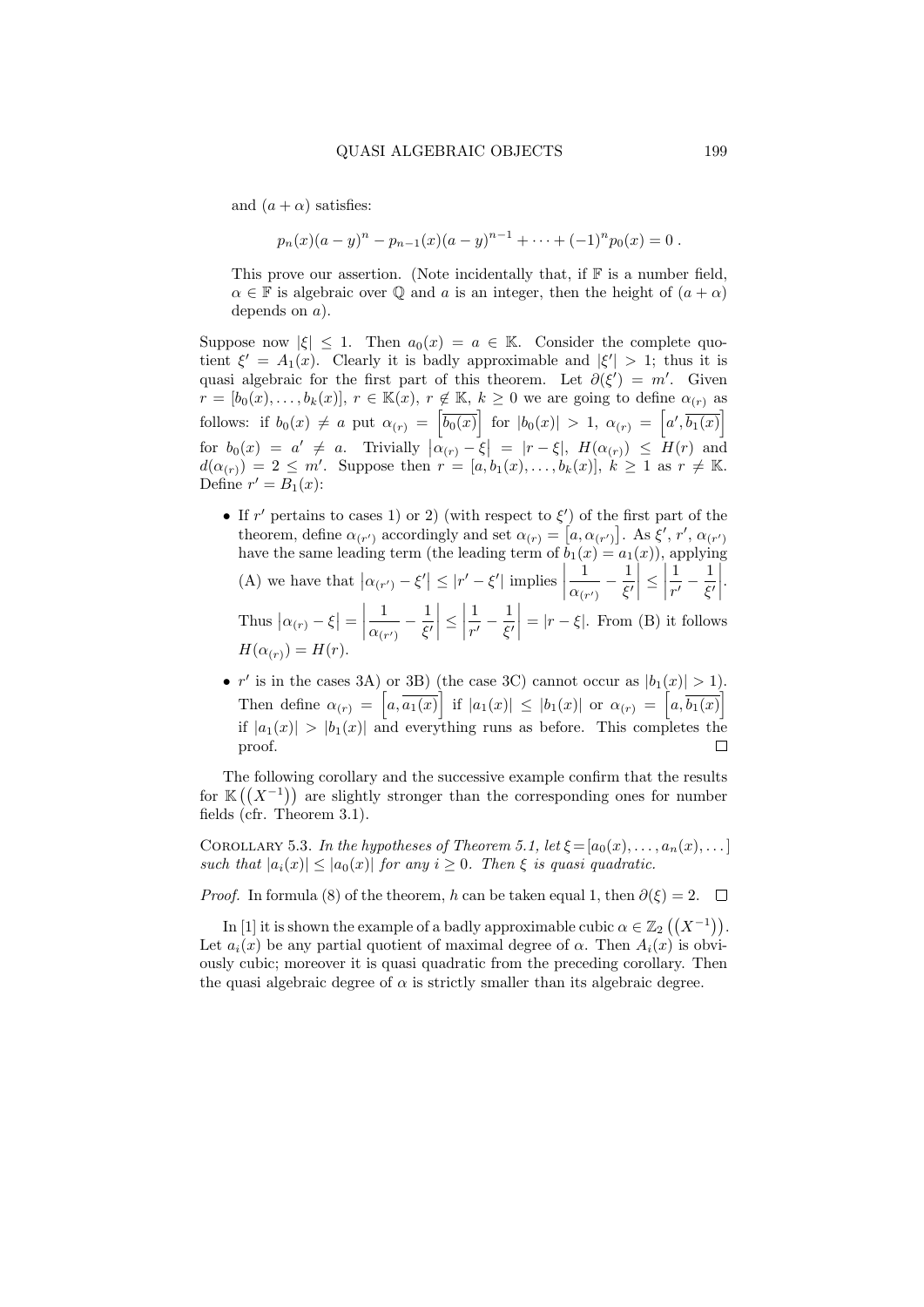and $(a+\alpha)$ satisfies:

$$p_n(x)(a-y)^n - p_{n-1}(x)(a-y)^{n-1} + \cdots + (-1)^n p_0(x) = 0 \,.$$

This prove our assertion. (Note incidentally that, if $\mathbb{F}$ is a number field, $\alpha \in \mathbb{F}$ is algebraic over $\mathbb{Q}$ and $a$ is an integer, then the height of $(a+\alpha)$ depends on $a$).

Suppose now $|\xi| \leq 1$. Then $a_0(x) = a \in \mathbb{K}$. Consider the complete quotient $\xi' = A_1(x)$. Clearly it is badly approximable and $|\xi'| > 1$; thus it is quasi algebraic for the first part of this theorem. Let $\partial(\xi') = m'$. Given $r = [b_0(x), \dots, b_k(x)]$, $r \in \mathbb{K}(x)$, $r \notin \mathbb{K}$, $k \geq 0$ we are going to define $\alpha_{(r)}$ as follows: if $b_0(x) \neq a$ put $\alpha_{(r)} = \left[\overline{b_0(x)}\right]$ for $|b_0(x)| > 1$, $\alpha_{(r)} = \left[a', \overline{b_1(x)}\right]$ for $b_0(x) = a' \neq a$. Trivially $\left|\alpha_{(r)} - \xi\right| = |r - \xi|$, $H(\alpha_{(r)}) \leq H(r)$ and $d(\alpha_{(r)}) = 2 \leq m'$. Suppose then $r = [a, b_1(x), \dots, b_k(x)]$, $k \geq 1$ as $r \neq \mathbb{K}$. Define $r' = B_1(x)$:

- If $r'$ pertains to cases 1) or 2) (with respect to $\xi'$) of the first part of the theorem, define $\alpha_{(r')}$ accordingly and set $\alpha_{(r)} = \left[a, \alpha_{(r')}\right]$. As $\xi'$, $r'$, $\alpha_{(r')}$ have the same leading term (the leading term of $b_1(x) = a_1(x)$), applying (A) we have that $\left|\alpha_{(r')} - \xi'\right| \leq |r' - \xi'|$ implies $\left|\dfrac{1}{\alpha_{(r')}} - \dfrac{1}{\xi'}\right| \leq \left|\dfrac{1}{r'} - \dfrac{1}{\xi'}\right|$. Thus $\left|\alpha_{(r)} - \xi\right| = \left|\dfrac{1}{\alpha_{(r')}} - \dfrac{1}{\xi'}\right| \leq \left|\dfrac{1}{r'} - \dfrac{1}{\xi'}\right| = |r - \xi|$. From (B) it follows $H(\alpha_{(r)}) = H(r)$.
- $r'$ is in the cases 3A) or 3B) (the case 3C) cannot occur as $|b_1(x)| > 1$). Then define $\alpha_{(r)} = \left[a, \overline{a_1(x)}\right]$ if $|a_1(x)| \leq |b_1(x)|$ or $\alpha_{(r)} = \left[a, \overline{b_1(x)}\right]$ if $|a_1(x)| > |b_1(x)|$ and everything runs as before. This completes the proof. $\square$

The following corollary and the successive example confirm that the results for $\mathbb{K}\left(\left(X^{-1}\right)\right)$ are slightly stronger than the corresponding ones for number fields (cfr. Theorem 3.1).

Corollary 5.3. *In the hypotheses of Theorem 5.1, let* $\xi = [a_0(x), \dots, a_n(x), \dots]$ *such that* $|a_i(x)| \leq |a_0(x)|$ *for any* $i \geq 0$. *Then* $\xi$ *is quasi quadratic.*

*Proof.* In formula (8) of the theorem, $h$ can be taken equal 1, then $\partial(\xi) = 2$. $\square$

In [1] it is shown the example of a badly approximable cubic $\alpha \in \mathbb{Z}_2\left(\left(X^{-1}\right)\right)$. Let $a_i(x)$ be any partial quotient of maximal degree of $\alpha$. Then $A_i(x)$ is obviously cubic; moreover it is quasi quadratic from the preceding corollary. Then the quasi algebraic degree of $\alpha$ is strictly smaller than its algebraic degree.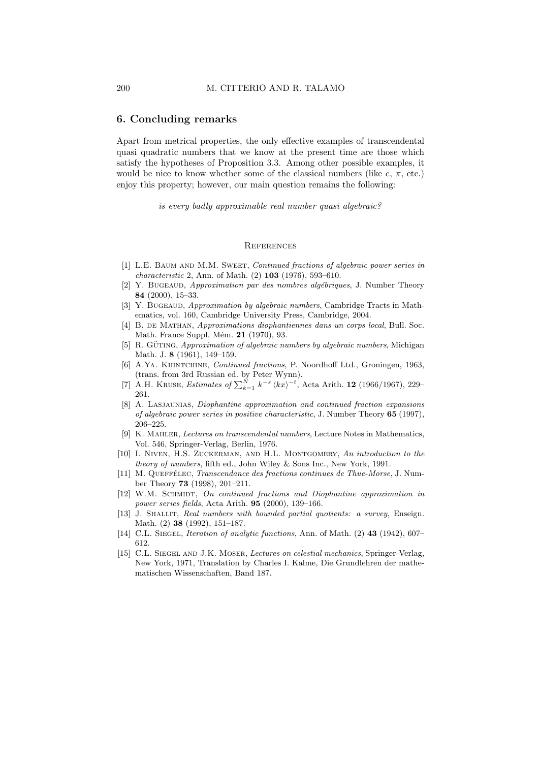## 6. Concluding remarks

Apart from metrical properties, the only effective examples of transcendental quasi quadratic numbers that we know at the present time are those which satisfy the hypotheses of Proposition 3.3. Among other possible examples, it would be nice to know whether some of the classical numbers (like $e$, $\pi$, etc.) enjoy this property; however, our main question remains the following:

*is every badly approximable real number quasi algebraic?*

### References

[1] L.E. Baum and M.M. Sweet, *Continued fractions of algebraic power series in characteristic* 2, Ann. of Math. (2) **103** (1976), 593–610.

[2] Y. Bugeaud, *Approximation par des nombres algébriques*, J. Number Theory **84** (2000), 15–33.

[3] Y. Bugeaud, *Approximation by algebraic numbers*, Cambridge Tracts in Mathematics, vol. 160, Cambridge University Press, Cambridge, 2004.

[4] B. de Mathan, *Approximations diophantiennes dans un corps local*, Bull. Soc. Math. France Suppl. Mém. **21** (1970), 93.

[5] R. Güting, *Approximation of algebraic numbers by algebraic numbers*, Michigan Math. J. **8** (1961), 149–159.

[6] A.Ya. Khintchine, *Continued fractions*, P. Noordhoff Ltd., Groningen, 1963, (trans. from 3rd Russian ed. by Peter Wynn).

[7] A.H. Kruse, *Estimates of* $\sum_{k=1}^{N} k^{-s} \langle kx \rangle^{-t}$, Acta Arith. **12** (1966/1967), 229–261.

[8] A. Lasjaunias, *Diophantine approximation and continued fraction expansions of algebraic power series in positive characteristic*, J. Number Theory **65** (1997), 206–225.

[9] K. Mahler, *Lectures on transcendental numbers*, Lecture Notes in Mathematics, Vol. 546, Springer-Verlag, Berlin, 1976.

[10] I. Niven, H.S. Zuckerman, and H.L. Montgomery, *An introduction to the theory of numbers*, fifth ed., John Wiley & Sons Inc., New York, 1991.

[11] M. Queffélec, *Transcendance des fractions continues de Thue-Morse*, J. Number Theory **73** (1998), 201–211.

[12] W.M. Schmidt, *On continued fractions and Diophantine approximation in power series fields*, Acta Arith. **95** (2000), 139–166.

[13] J. Shallit, *Real numbers with bounded partial quotients: a survey*, Enseign. Math. (2) **38** (1992), 151–187.

[14] C.L. Siegel, *Iteration of analytic functions*, Ann. of Math. (2) **43** (1942), 607–612.

[15] C.L. Siegel and J.K. Moser, *Lectures on celestial mechanics*, Springer-Verlag, New York, 1971, Translation by Charles I. Kalme, Die Grundlehren der mathematischen Wissenschaften, Band 187.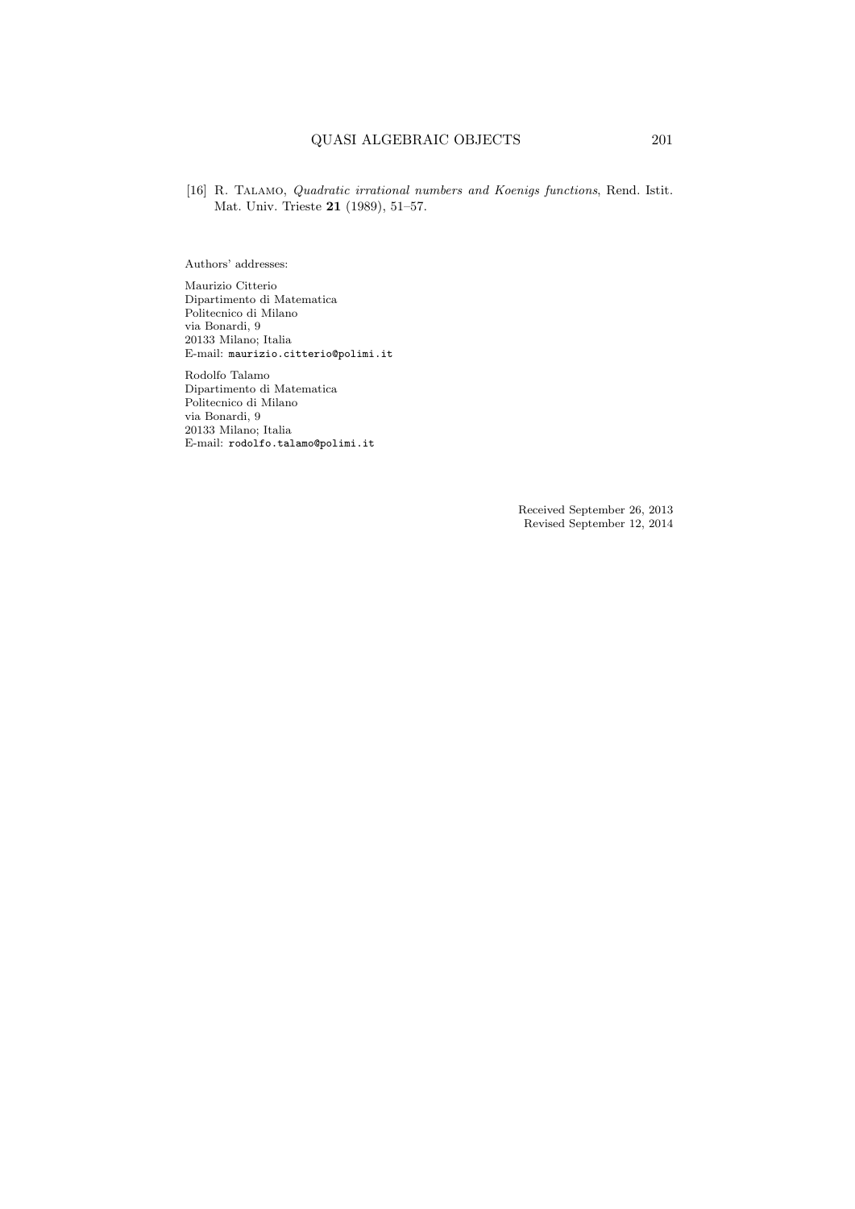[16] R. Talamo, *Quadratic irrational numbers and Koenigs functions*, Rend. Istit. Mat. Univ. Trieste **21** (1989), 51–57.

Authors' addresses:

Maurizio Citterio
Dipartimento di Matematica
Politecnico di Milano
via Bonardi, 9
20133 Milano; Italia
E-mail: `maurizio.citterio@polimi.it`

Rodolfo Talamo
Dipartimento di Matematica
Politecnico di Milano
via Bonardi, 9
20133 Milano; Italia
E-mail: `rodolfo.talamo@polimi.it`

Received September 26, 2013
Revised September 12, 2014